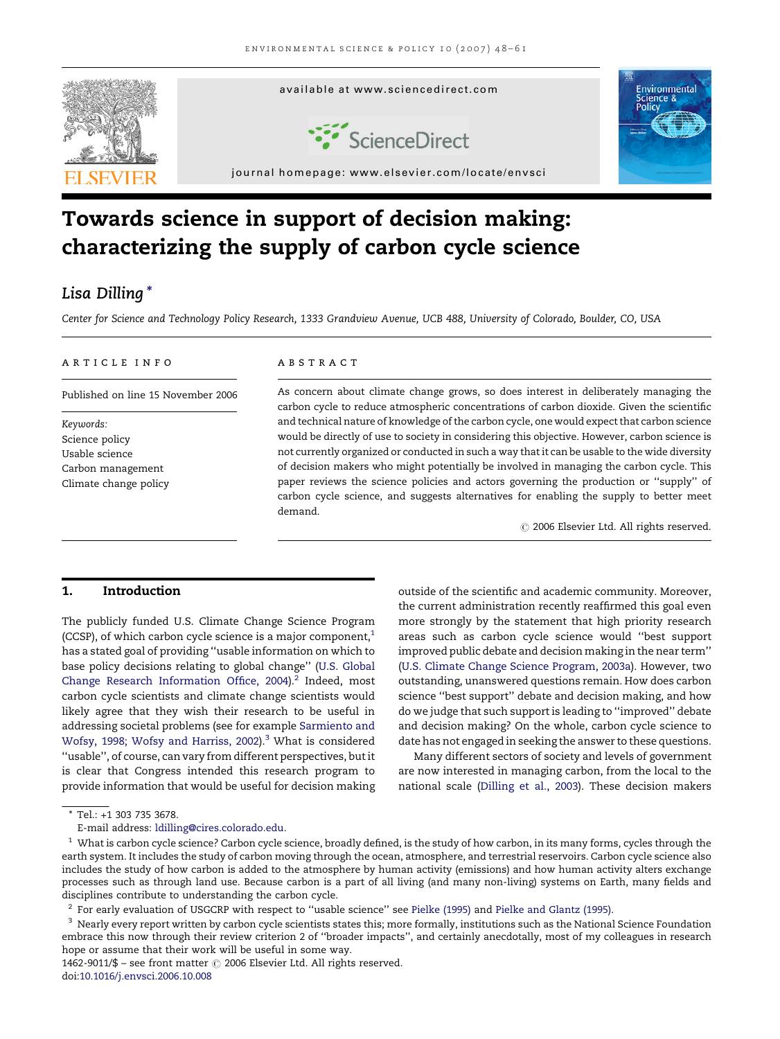# Towards science in support of decision making: characterizing the supply of carbon cycle science

*Lisa Dilling* *

*Center for Science and Technology Policy Research, 1333 Grandview Avenue, UCB 488, University of Colorado, Boulder, CO, USA*

**ARTICLE INFO**

Published on line 15 November 2006

*Keywords:*
Science policy
Usable science
Carbon management
Climate change policy

**ABSTRACT**

As concern about climate change grows, so does interest in deliberately managing the carbon cycle to reduce atmospheric concentrations of carbon dioxide. Given the scientific and technical nature of knowledge of the carbon cycle, one would expect that carbon science would be directly of use to society in considering this objective. However, carbon science is not currently organized or conducted in such a way that it can be usable to the wide diversity of decision makers who might potentially be involved in managing the carbon cycle. This paper reviews the science policies and actors governing the production or ''supply'' of carbon cycle science, and suggests alternatives for enabling the supply to better meet demand.

© 2006 Elsevier Ltd. All rights reserved.

## 1. Introduction

The publicly funded U.S. Climate Change Science Program (CCSP), of which carbon cycle science is a major component,[1] has a stated goal of providing ''usable information on which to base policy decisions relating to global change'' (U.S. Global Change Research Information Office, 2004).[2] Indeed, most carbon cycle scientists and climate change scientists would likely agree that they wish their research to be useful in addressing societal problems (see for example Sarmiento and Wofsy, 1998; Wofsy and Harriss, 2002).[3] What is considered ''usable'', of course, can vary from different perspectives, but it is clear that Congress intended this research program to provide information that would be useful for decision making outside of the scientific and academic community. Moreover, the current administration recently reaffirmed this goal even more strongly by the statement that high priority research areas such as carbon cycle science would ''best support improved public debate and decision making in the near term'' (U.S. Climate Change Science Program, 2003a). However, two outstanding, unanswered questions remain. How does carbon science ''best support'' debate and decision making, and how do we judge that such support is leading to ''improved'' debate and decision making? On the whole, carbon cycle science to date has not engaged in seeking the answer to these questions.

Many different sectors of society and levels of government are now interested in managing carbon, from the local to the national scale (Dilling et al., 2003). These decision makers

\* Tel.: +1 303 735 3678.
E-mail address: ldilling@cires.colorado.edu.

[1] What is carbon cycle science? Carbon cycle science, broadly defined, is the study of how carbon, in its many forms, cycles through the earth system. It includes the study of carbon moving through the ocean, atmosphere, and terrestrial reservoirs. Carbon cycle science also includes the study of how carbon is added to the atmosphere by human activity (emissions) and how human activity alters exchange processes such as through land use. Because carbon is a part of all living (and many non-living) systems on Earth, many fields and disciplines contribute to understanding the carbon cycle.

[2] For early evaluation of USGCRP with respect to ''usable science'' see Pielke (1995) and Pielke and Glantz (1995).

[3] Nearly every report written by carbon cycle scientists states this; more formally, institutions such as the National Science Foundation embrace this now through their review criterion 2 of ''broader impacts'', and certainly anecdotally, most of my colleagues in research hope or assume that their work will be useful in some way.

1462-9011/$ – see front matter © 2006 Elsevier Ltd. All rights reserved.
doi:10.1016/j.envsci.2006.10.008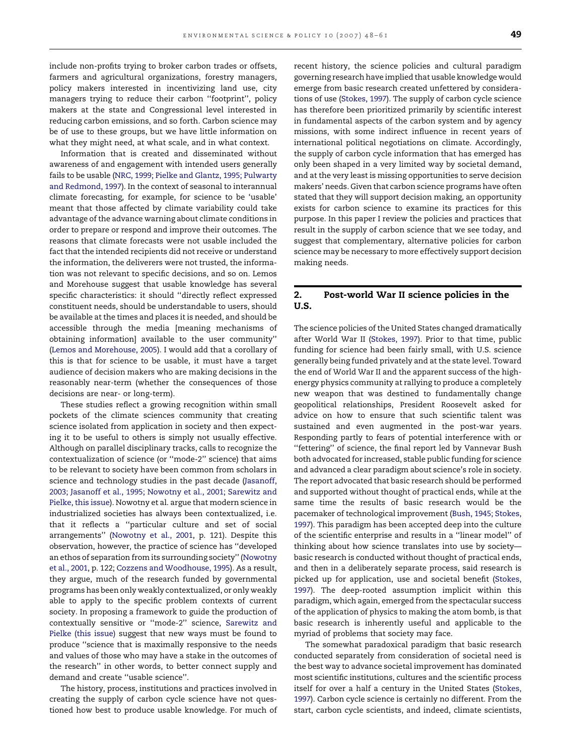include non-profits trying to broker carbon trades or offsets, farmers and agricultural organizations, forestry managers, policy makers interested in incentivizing land use, city managers trying to reduce their carbon ''footprint'', policy makers at the state and Congressional level interested in reducing carbon emissions, and so forth. Carbon science may be of use to these groups, but we have little information on what they might need, at what scale, and in what context.

Information that is created and disseminated without awareness of and engagement with intended users generally fails to be usable (NRC, 1999; Pielke and Glantz, 1995; Pulwarty and Redmond, 1997). In the context of seasonal to interannual climate forecasting, for example, for science to be 'usable' meant that those affected by climate variability could take advantage of the advance warning about climate conditions in order to prepare or respond and improve their outcomes. The reasons that climate forecasts were not usable included the fact that the intended recipients did not receive or understand the information, the deliverers were not trusted, the information was not relevant to specific decisions, and so on. Lemos and Morehouse suggest that usable knowledge has several specific characteristics: it should ''directly reflect expressed constituent needs, should be understandable to users, should be available at the times and places it is needed, and should be accessible through the media [meaning mechanisms of obtaining information] available to the user community'' (Lemos and Morehouse, 2005). I would add that a corollary of this is that for science to be usable, it must have a target audience of decision makers who are making decisions in the reasonably near-term (whether the consequences of those decisions are near- or long-term).

These studies reflect a growing recognition within small pockets of the climate sciences community that creating science isolated from application in society and then expecting it to be useful to others is simply not usually effective. Although on parallel disciplinary tracks, calls to recognize the contextualization of science (or ''mode-2'' science) that aims to be relevant to society have been common from scholars in science and technology studies in the past decade (Jasanoff, 2003; Jasanoff et al., 1995; Nowotny et al., 2001; Sarewitz and Pielke, this issue). Nowotny et al. argue that modern science in industrialized societies has always been contextualized, i.e. that it reflects a ''particular culture and set of social arrangements'' (Nowotny et al., 2001, p. 121). Despite this observation, however, the practice of science has ''developed an ethos of separation from its surrounding society'' (Nowotny et al., 2001, p. 122; Cozzens and Woodhouse, 1995). As a result, they argue, much of the research funded by governmental programs has been only weakly contextualized, or only weakly able to apply to the specific problem contexts of current society. In proposing a framework to guide the production of contextually sensitive or ''mode-2'' science, Sarewitz and Pielke (this issue) suggest that new ways must be found to produce ''science that is maximally responsive to the needs and values of those who may have a stake in the outcomes of the research'' in other words, to better connect supply and demand and create ''usable science''.

The history, process, institutions and practices involved in creating the supply of carbon cycle science have not questioned how best to produce usable knowledge. For much of recent history, the science policies and cultural paradigm governing research have implied that usable knowledge would emerge from basic research created unfettered by considerations of use (Stokes, 1997). The supply of carbon cycle science has therefore been prioritized primarily by scientific interest in fundamental aspects of the carbon system and by agency missions, with some indirect influence in recent years of international political negotiations on climate. Accordingly, the supply of carbon cycle information that has emerged has only been shaped in a very limited way by societal demand, and at the very least is missing opportunities to serve decision makers' needs. Given that carbon science programs have often stated that they will support decision making, an opportunity exists for carbon science to examine its practices for this purpose. In this paper I review the policies and practices that result in the supply of carbon science that we see today, and suggest that complementary, alternative policies for carbon science may be necessary to more effectively support decision making needs.

## 2. Post-world War II science policies in the U.S.

The science policies of the United States changed dramatically after World War II (Stokes, 1997). Prior to that time, public funding for science had been fairly small, with U.S. science generally being funded privately and at the state level. Toward the end of World War II and the apparent success of the high-energy physics community at rallying to produce a completely new weapon that was destined to fundamentally change geopolitical relationships, President Roosevelt asked for advice on how to ensure that such scientific talent was sustained and even augmented in the post-war years. Responding partly to fears of potential interference with or ''fettering'' of science, the final report led by Vannevar Bush both advocated for increased, stable public funding for science and advanced a clear paradigm about science's role in society. The report advocated that basic research should be performed and supported without thought of practical ends, while at the same time the results of basic research would be the pacemaker of technological improvement (Bush, 1945; Stokes, 1997). This paradigm has been accepted deep into the culture of the scientific enterprise and results in a ''linear model'' of thinking about how science translates into use by society—basic research is conducted without thought of practical ends, and then in a deliberately separate process, said research is picked up for application, use and societal benefit (Stokes, 1997). The deep-rooted assumption implicit within this paradigm, which again, emerged from the spectacular success of the application of physics to making the atom bomb, is that basic research is inherently useful and applicable to the myriad of problems that society may face.

The somewhat paradoxical paradigm that basic research conducted separately from consideration of societal need is the best way to advance societal improvement has dominated most scientific institutions, cultures and the scientific process itself for over a half a century in the United States (Stokes, 1997). Carbon cycle science is certainly no different. From the start, carbon cycle scientists, and indeed, climate scientists,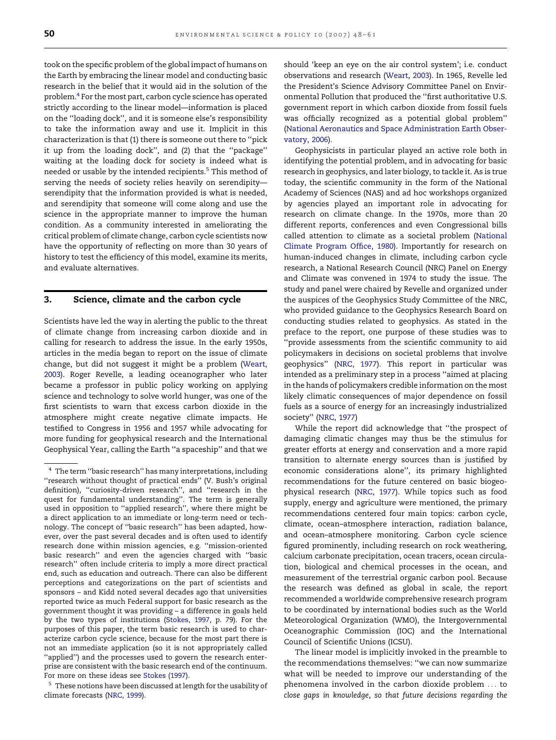took on the specific problem of the global impact of humans on the Earth by embracing the linear model and conducting basic research in the belief that it would aid in the solution of the problem.[4] For the most part, carbon cycle science has operated strictly according to the linear model—information is placed on the ''loading dock'', and it is someone else's responsibility to take the information away and use it. Implicit in this characterization is that (1) there is someone out there to ''pick it up from the loading dock'', and (2) that the ''package'' waiting at the loading dock for society is indeed what is needed or usable by the intended recipients.[5] This method of serving the needs of society relies heavily on serendipity—serendipity that the information provided is what is needed, and serendipity that someone will come along and use the science in the appropriate manner to improve the human condition. As a community interested in ameliorating the critical problem of climate change, carbon cycle scientists now have the opportunity of reflecting on more than 30 years of history to test the efficiency of this model, examine its merits, and evaluate alternatives.

## 3. Science, climate and the carbon cycle

Scientists have led the way in alerting the public to the threat of climate change from increasing carbon dioxide and in calling for research to address the issue. In the early 1950s, articles in the media began to report on the issue of climate change, but did not suggest it might be a problem (Weart, 2003). Roger Revelle, a leading oceanographer who later became a professor in public policy working on applying science and technology to solve world hunger, was one of the first scientists to warn that excess carbon dioxide in the atmosphere might create negative climate impacts. He testified to Congress in 1956 and 1957 while advocating for more funding for geophysical research and the International Geophysical Year, calling the Earth ''a spaceship'' and that we should 'keep an eye on the air control system'; i.e. conduct observations and research (Weart, 2003). In 1965, Revelle led the President's Science Advisory Committee Panel on Environmental Pollution that produced the ''first authoritative U.S. government report in which carbon dioxide from fossil fuels was officially recognized as a potential global problem'' (National Aeronautics and Space Administration Earth Observatory, 2006).

Geophysicists in particular played an active role both in identifying the potential problem, and in advocating for basic research in geophysics, and later biology, to tackle it. As is true today, the scientific community in the form of the National Academy of Sciences (NAS) and ad hoc workshops organized by agencies played an important role in advocating for research on climate change. In the 1970s, more than 20 different reports, conferences and even Congressional bills called attention to climate as a societal problem (National Climate Program Office, 1980). Importantly for research on human-induced changes in climate, including carbon cycle research, a National Research Council (NRC) Panel on Energy and Climate was convened in 1974 to study the issue. The study and panel were chaired by Revelle and organized under the auspices of the Geophysics Study Committee of the NRC, who provided guidance to the Geophysics Research Board on conducting studies related to geophysics. As stated in the preface to the report, one purpose of these studies was to ''provide assessments from the scientific community to aid policymakers in decisions on societal problems that involve geophysics'' (NRC, 1977). This report in particular was intended as a preliminary step in a process ''aimed at placing in the hands of policymakers credible information on the most likely climatic consequences of major dependence on fossil fuels as a source of energy for an increasingly industrialized society'' (NRC, 1977)

While the report did acknowledge that ''the prospect of damaging climatic changes may thus be the stimulus for greater efforts at energy and conservation and a more rapid transition to alternate energy sources than is justified by economic considerations alone'', its primary highlighted recommendations for the future centered on basic biogeophysical research (NRC, 1977). While topics such as food supply, energy and agriculture were mentioned, the primary recommendations centered four main topics: carbon cycle, climate, ocean–atmosphere interaction, radiation balance, and ocean–atmosphere monitoring. Carbon cycle science figured prominently, including research on rock weathering, calcium carbonate precipitation, ocean tracers, ocean circulation, biological and chemical processes in the ocean, and measurement of the terrestrial organic carbon pool. Because the research was defined as global in scale, the report recommended a worldwide comprehensive research program to be coordinated by international bodies such as the World Meteorological Organization (WMO), the Intergovernmental Oceanographic Commission (IOC) and the International Council of Scientific Unions (ICSU).

The linear model is implicitly invoked in the preamble to the recommendations themselves: ''we can now summarize what will be needed to improve our understanding of the phenomena involved in the carbon dioxide problem ... to *close gaps in knowledge, so that future decisions regarding the*

---

[4] The term ''basic research'' has many interpretations, including ''research without thought of practical ends'' (V. Bush's original definition), ''curiosity-driven research'', and ''research in the quest for fundamental understanding''. The term is generally used in opposition to ''applied research'', where there might be a direct application to an immediate or long-term need or technology. The concept of ''basic research'' has been adapted, however, over the past several decades and is often used to identify research done within mission agencies, e.g. ''mission-oriented basic research'' and even the agencies charged with ''basic research'' often include criteria to imply a more direct practical end, such as education and outreach. There can also be different perceptions and categorizations on the part of scientists and sponsors – and Kidd noted several decades ago that universities reported twice as much Federal support for basic research as the government thought it was providing – a difference in goals held by the two types of institutions (Stokes, 1997, p. 79). For the purposes of this paper, the term basic research is used to characterize carbon cycle science, because for the most part there is not an immediate application (so it is not appropriately called ''applied'') and the processes used to govern the research enterprise are consistent with the basic research end of the continuum. For more on these ideas see Stokes (1997).

[5] These notions have been discussed at length for the usability of climate forecasts (NRC, 1999).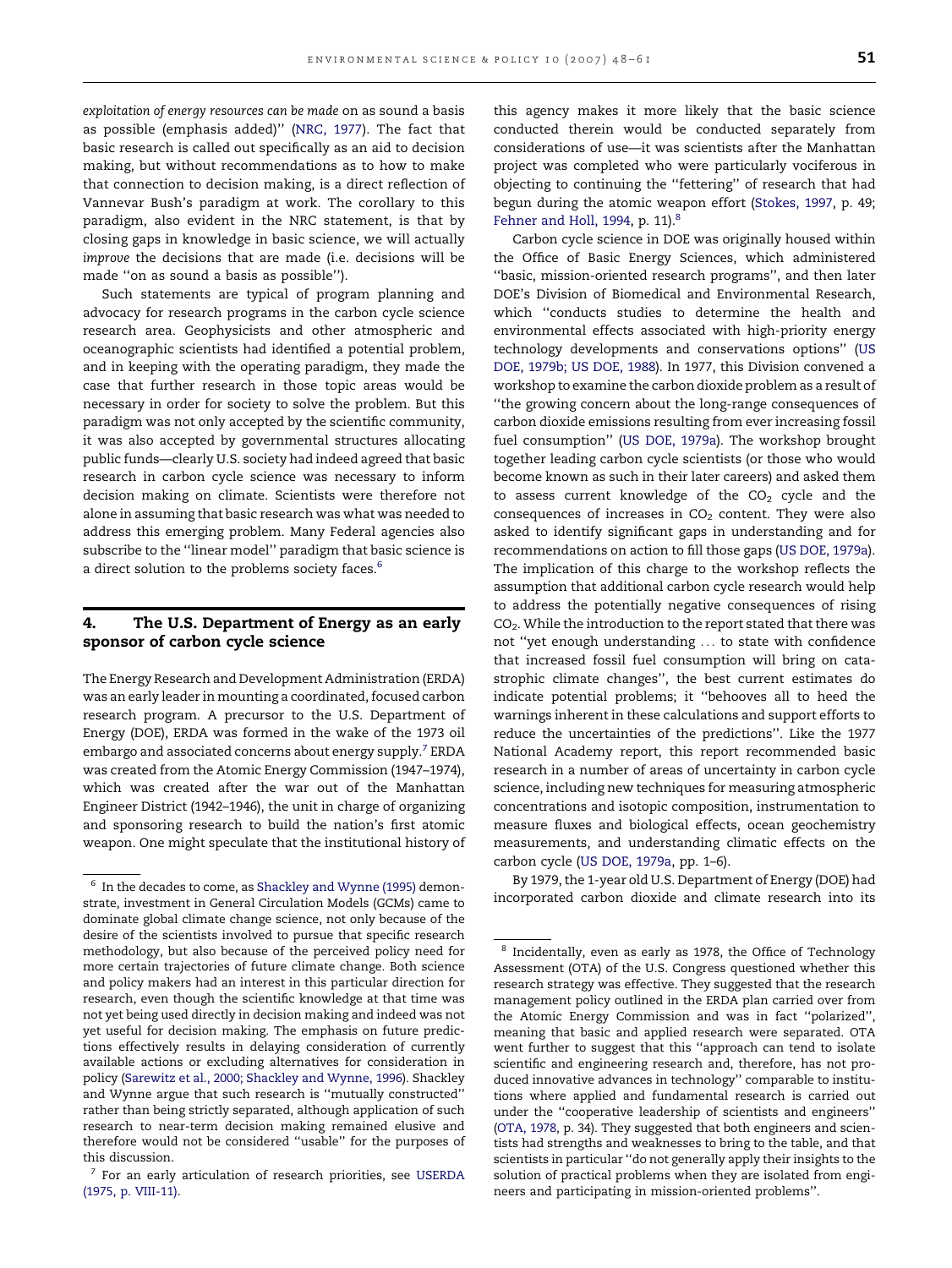*exploitation of energy resources can be made* on as sound a basis as possible (emphasis added)'' (NRC, 1977). The fact that basic research is called out specifically as an aid to decision making, but without recommendations as to how to make that connection to decision making, is a direct reflection of Vannevar Bush's paradigm at work. The corollary to this paradigm, also evident in the NRC statement, is that by closing gaps in knowledge in basic science, we will actually *improve* the decisions that are made (i.e. decisions will be made ''on as sound a basis as possible'').

Such statements are typical of program planning and advocacy for research programs in the carbon cycle science research area. Geophysicists and other atmospheric and oceanographic scientists had identified a potential problem, and in keeping with the operating paradigm, they made the case that further research in those topic areas would be necessary in order for society to solve the problem. But this paradigm was not only accepted by the scientific community, it was also accepted by governmental structures allocating public funds—clearly U.S. society had indeed agreed that basic research in carbon cycle science was necessary to inform decision making on climate. Scientists were therefore not alone in assuming that basic research was what was needed to address this emerging problem. Many Federal agencies also subscribe to the ''linear model'' paradigm that basic science is a direct solution to the problems society faces.[6]

## 4. The U.S. Department of Energy as an early sponsor of carbon cycle science

The Energy Research and Development Administration (ERDA) was an early leader in mounting a coordinated, focused carbon research program. A precursor to the U.S. Department of Energy (DOE), ERDA was formed in the wake of the 1973 oil embargo and associated concerns about energy supply.[7] ERDA was created from the Atomic Energy Commission (1947–1974), which was created after the war out of the Manhattan Engineer District (1942–1946), the unit in charge of organizing and sponsoring research to build the nation's first atomic weapon. One might speculate that the institutional history of this agency makes it more likely that the basic science conducted therein would be conducted separately from considerations of use—it was scientists after the Manhattan project was completed who were particularly vociferous in objecting to continuing the ''fettering'' of research that had begun during the atomic weapon effort (Stokes, 1997, p. 49; Fehner and Holl, 1994, p. 11).[8]

Carbon cycle science in DOE was originally housed within the Office of Basic Energy Sciences, which administered ''basic, mission-oriented research programs'', and then later DOE's Division of Biomedical and Environmental Research, which ''conducts studies to determine the health and environmental effects associated with high-priority energy technology developments and conservations options'' (US DOE, 1979b; US DOE, 1988). In 1977, this Division convened a workshop to examine the carbon dioxide problem as a result of ''the growing concern about the long-range consequences of carbon dioxide emissions resulting from ever increasing fossil fuel consumption'' (US DOE, 1979a). The workshop brought together leading carbon cycle scientists (or those who would become known as such in their later careers) and asked them to assess current knowledge of the $CO_2$ cycle and the consequences of increases in $CO_2$ content. They were also asked to identify significant gaps in understanding and for recommendations on action to fill those gaps (US DOE, 1979a). The implication of this charge to the workshop reflects the assumption that additional carbon cycle research would help to address the potentially negative consequences of rising $CO_2$. While the introduction to the report stated that there was not ''yet enough understanding ... to state with confidence that increased fossil fuel consumption will bring on catastrophic climate changes'', the best current estimates do indicate potential problems; it ''behooves all to heed the warnings inherent in these calculations and support efforts to reduce the uncertainties of the predictions''. Like the 1977 National Academy report, this report recommended basic research in a number of areas of uncertainty in carbon cycle science, including new techniques for measuring atmospheric concentrations and isotopic composition, instrumentation to measure fluxes and biological effects, ocean geochemistry measurements, and understanding climatic effects on the carbon cycle (US DOE, 1979a, pp. 1–6).

By 1979, the 1-year old U.S. Department of Energy (DOE) had incorporated carbon dioxide and climate research into its

---

[6] In the decades to come, as Shackley and Wynne (1995) demonstrate, investment in General Circulation Models (GCMs) came to dominate global climate change science, not only because of the desire of the scientists involved to pursue that specific research methodology, but also because of the perceived policy need for more certain trajectories of future climate change. Both science and policy makers had an interest in this particular direction for research, even though the scientific knowledge at that time was not yet being used directly in decision making and indeed was not yet useful for decision making. The emphasis on future predictions effectively results in delaying consideration of currently available actions or excluding alternatives for consideration in policy (Sarewitz et al., 2000; Shackley and Wynne, 1996). Shackley and Wynne argue that such research is ''mutually constructed'' rather than being strictly separated, although application of such research to near-term decision making remained elusive and therefore would not be considered ''usable'' for the purposes of this discussion.

[7] For an early articulation of research priorities, see USERDA (1975, p. VIII-11).

[8] Incidentally, even as early as 1978, the Office of Technology Assessment (OTA) of the U.S. Congress questioned whether this research strategy was effective. They suggested that the research management policy outlined in the ERDA plan carried over from the Atomic Energy Commission and was in fact ''polarized'', meaning that basic and applied research were separated. OTA went further to suggest that this ''approach can tend to isolate scientific and engineering research and, therefore, has not produced innovative advances in technology'' comparable to institutions where applied and fundamental research is carried out under the ''cooperative leadership of scientists and engineers'' (OTA, 1978, p. 34). They suggested that both engineers and scientists had strengths and weaknesses to bring to the table, and that scientists in particular ''do not generally apply their insights to the solution of practical problems when they are isolated from engineers and participating in mission-oriented problems''.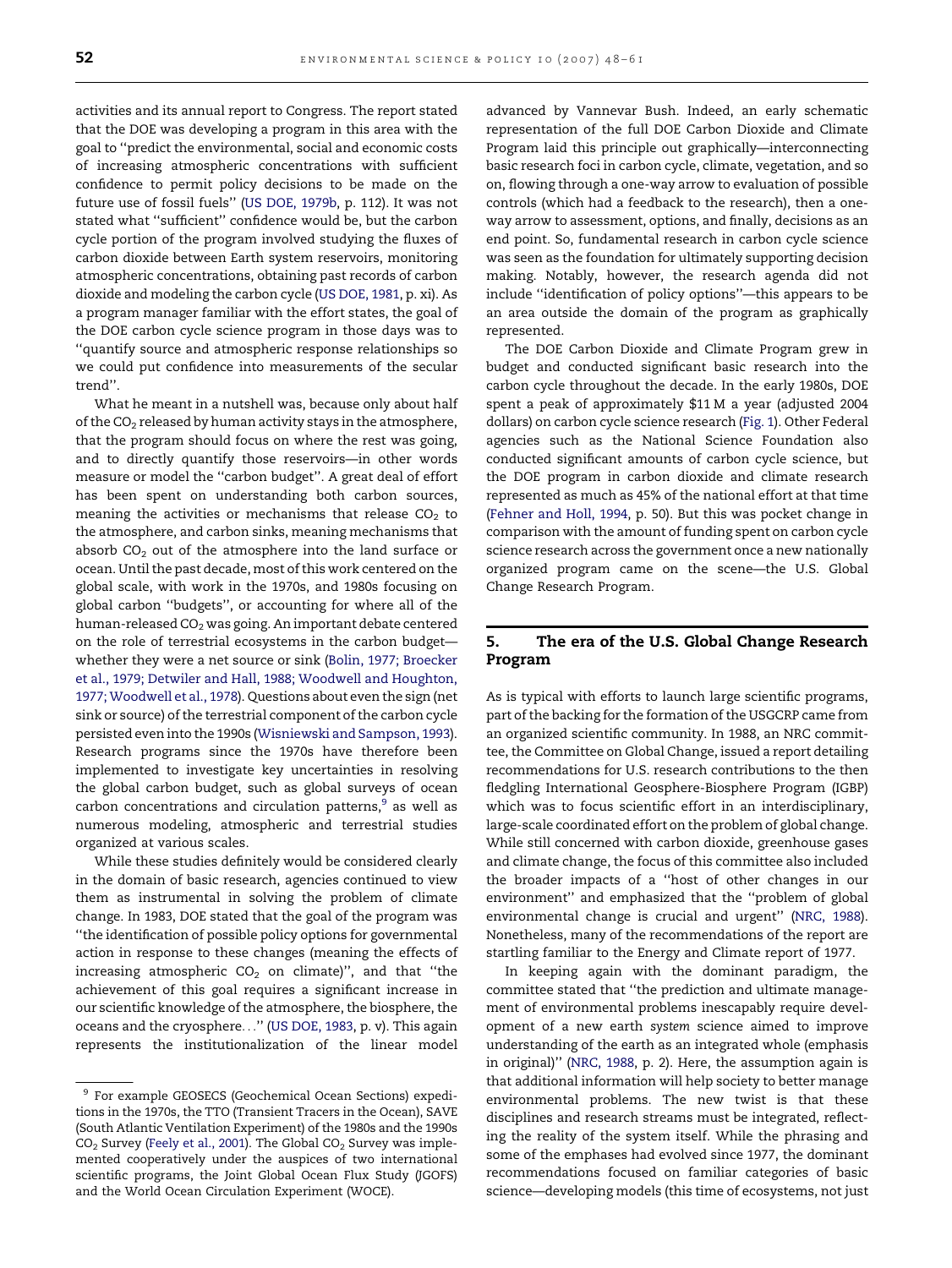activities and its annual report to Congress. The report stated that the DOE was developing a program in this area with the goal to ''predict the environmental, social and economic costs of increasing atmospheric concentrations with sufficient confidence to permit policy decisions to be made on the future use of fossil fuels'' (US DOE, 1979b, p. 112). It was not stated what ''sufficient'' confidence would be, but the carbon cycle portion of the program involved studying the fluxes of carbon dioxide between Earth system reservoirs, monitoring atmospheric concentrations, obtaining past records of carbon dioxide and modeling the carbon cycle (US DOE, 1981, p. xi). As a program manager familiar with the effort states, the goal of the DOE carbon cycle science program in those days was to ''quantify source and atmospheric response relationships so we could put confidence into measurements of the secular trend''.

What he meant in a nutshell was, because only about half of the $CO_2$ released by human activity stays in the atmosphere, that the program should focus on where the rest was going, and to directly quantify those reservoirs—in other words measure or model the ''carbon budget''. A great deal of effort has been spent on understanding both carbon sources, meaning the activities or mechanisms that release $CO_2$ to the atmosphere, and carbon sinks, meaning mechanisms that absorb $CO_2$ out of the atmosphere into the land surface or ocean. Until the past decade, most of this work centered on the global scale, with work in the 1970s, and 1980s focusing on global carbon ''budgets'', or accounting for where all of the human-released $CO_2$ was going. An important debate centered on the role of terrestrial ecosystems in the carbon budget—whether they were a net source or sink (Bolin, 1977; Broecker et al., 1979; Detwiler and Hall, 1988; Woodwell and Houghton, 1977; Woodwell et al., 1978). Questions about even the sign (net sink or source) of the terrestrial component of the carbon cycle persisted even into the 1990s (Wisniewski and Sampson, 1993). Research programs since the 1970s have therefore been implemented to investigate key uncertainties in resolving the global carbon budget, such as global surveys of ocean carbon concentrations and circulation patterns,[9] as well as numerous modeling, atmospheric and terrestrial studies organized at various scales.

While these studies definitely would be considered clearly in the domain of basic research, agencies continued to view them as instrumental in solving the problem of climate change. In 1983, DOE stated that the goal of the program was ''the identification of possible policy options for governmental action in response to these changes (meaning the effects of increasing atmospheric $CO_2$ on climate)'', and that ''the achievement of this goal requires a significant increase in our scientific knowledge of the atmosphere, the biosphere, the oceans and the cryosphere...'' (US DOE, 1983, p. v). This again represents the institutionalization of the linear model advanced by Vannevar Bush. Indeed, an early schematic representation of the full DOE Carbon Dioxide and Climate Program laid this principle out graphically—interconnecting basic research foci in carbon cycle, climate, vegetation, and so on, flowing through a one-way arrow to evaluation of possible controls (which had a feedback to the research), then a one-way arrow to assessment, options, and finally, decisions as an end point. So, fundamental research in carbon cycle science was seen as the foundation for ultimately supporting decision making. Notably, however, the research agenda did not include ''identification of policy options''—this appears to be an area outside the domain of the program as graphically represented.

The DOE Carbon Dioxide and Climate Program grew in budget and conducted significant basic research into the carbon cycle throughout the decade. In the early 1980s, DOE spent a peak of approximately \$11 M a year (adjusted 2004 dollars) on carbon cycle science research (Fig. 1). Other Federal agencies such as the National Science Foundation also conducted significant amounts of carbon cycle science, but the DOE program in carbon dioxide and climate research represented as much as 45% of the national effort at that time (Fehner and Holl, 1994, p. 50). But this was pocket change in comparison with the amount of funding spent on carbon cycle science research across the government once a new nationally organized program came on the scene—the U.S. Global Change Research Program.

## 5. The era of the U.S. Global Change Research Program

As is typical with efforts to launch large scientific programs, part of the backing for the formation of the USGCRP came from an organized scientific community. In 1988, an NRC committee, the Committee on Global Change, issued a report detailing recommendations for U.S. research contributions to the then fledgling International Geosphere-Biosphere Program (IGBP) which was to focus scientific effort in an interdisciplinary, large-scale coordinated effort on the problem of global change. While still concerned with carbon dioxide, greenhouse gases and climate change, the focus of this committee also included the broader impacts of a ''host of other changes in our environment'' and emphasized that the ''problem of global environmental change is crucial and urgent'' (NRC, 1988). Nonetheless, many of the recommendations of the report are startling familiar to the Energy and Climate report of 1977.

In keeping again with the dominant paradigm, the committee stated that ''the prediction and ultimate management of environmental problems inescapably require development of a new earth *system* science aimed to improve understanding of the earth as an integrated whole (emphasis in original)'' (NRC, 1988, p. 2). Here, the assumption again is that additional information will help society to better manage environmental problems. The new twist is that these disciplines and research streams must be integrated, reflecting the reality of the system itself. While the phrasing and some of the emphases had evolved since 1977, the dominant recommendations focused on familiar categories of basic science—developing models (this time of ecosystems, not just

[9] For example GEOSECS (Geochemical Ocean Sections) expeditions in the 1970s, the TTO (Transient Tracers in the Ocean), SAVE (South Atlantic Ventilation Experiment) of the 1980s and the 1990s $CO_2$ Survey (Feely et al., 2001). The Global $CO_2$ Survey was implemented cooperatively under the auspices of two international scientific programs, the Joint Global Ocean Flux Study (JGOFS) and the World Ocean Circulation Experiment (WOCE).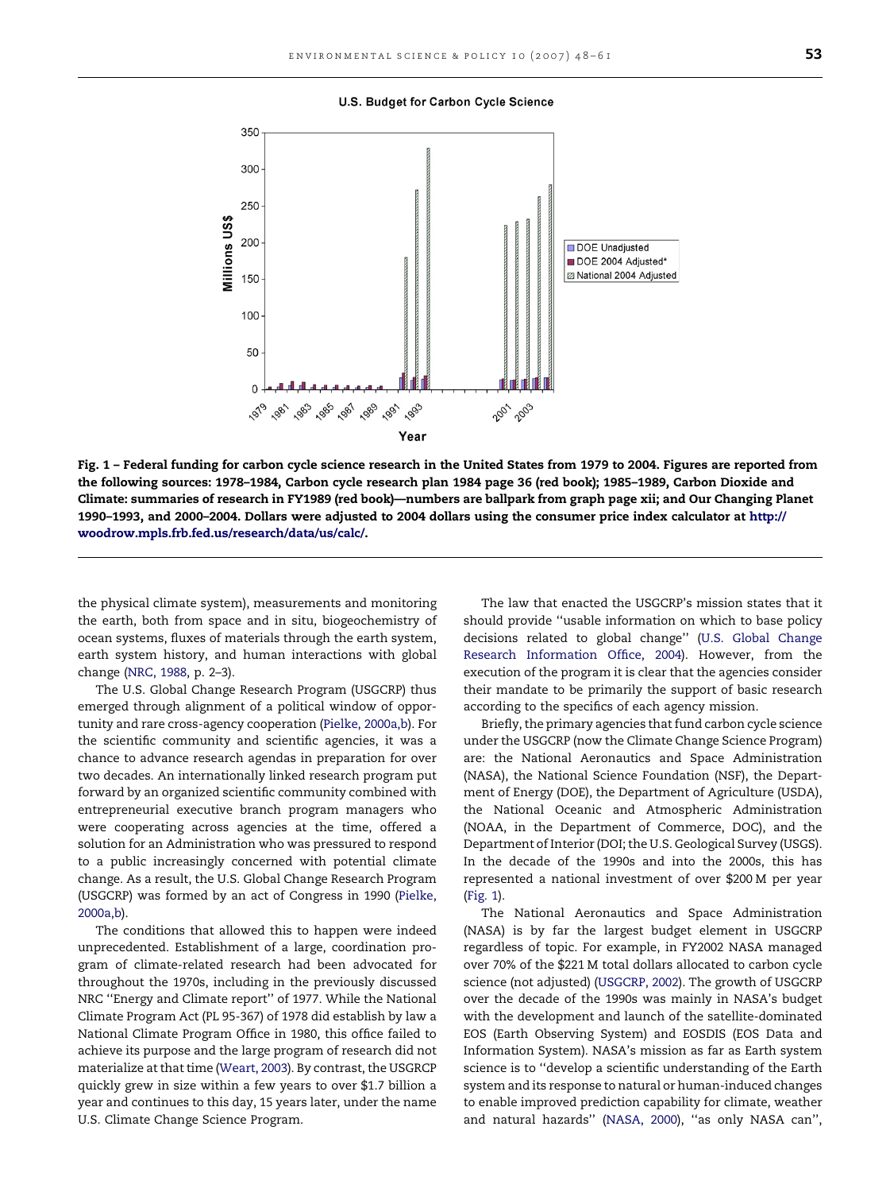**Fig. 1 – Federal funding for carbon cycle science research in the United States from 1979 to 2004. Figures are reported from the following sources: 1978–1984, Carbon cycle research plan 1984 page 36 (red book); 1985–1989, Carbon Dioxide and Climate: summaries of research in FY1989 (red book)—numbers are ballpark from graph page xii; and Our Changing Planet 1990–1993, and 2000–2004. Dollars were adjusted to 2004 dollars using the consumer price index calculator at http://woodrow.mpls.frb.fed.us/research/data/us/calc/.**

the physical climate system), measurements and monitoring the earth, both from space and in situ, biogeochemistry of ocean systems, fluxes of materials through the earth system, earth system history, and human interactions with global change (NRC, 1988, p. 2–3).

The U.S. Global Change Research Program (USGCRP) thus emerged through alignment of a political window of opportunity and rare cross-agency cooperation (Pielke, 2000a,b). For the scientific community and scientific agencies, it was a chance to advance research agendas in preparation for over two decades. An internationally linked research program put forward by an organized scientific community combined with entrepreneurial executive branch program managers who were cooperating across agencies at the time, offered a solution for an Administration who was pressured to respond to a public increasingly concerned with potential climate change. As a result, the U.S. Global Change Research Program (USGCRP) was formed by an act of Congress in 1990 (Pielke, 2000a,b).

The conditions that allowed this to happen were indeed unprecedented. Establishment of a large, coordination program of climate-related research had been advocated for throughout the 1970s, including in the previously discussed NRC ''Energy and Climate report'' of 1977. While the National Climate Program Act (PL 95-367) of 1978 did establish by law a National Climate Program Office in 1980, this office failed to achieve its purpose and the large program of research did not materialize at that time (Weart, 2003). By contrast, the USGRCP quickly grew in size within a few years to over $1.7 billion a year and continues to this day, 15 years later, under the name U.S. Climate Change Science Program.

The law that enacted the USGCRP's mission states that it should provide ''usable information on which to base policy decisions related to global change'' (U.S. Global Change Research Information Office, 2004). However, from the execution of the program it is clear that the agencies consider their mandate to be primarily the support of basic research according to the specifics of each agency mission.

Briefly, the primary agencies that fund carbon cycle science under the USGCRP (now the Climate Change Science Program) are: the National Aeronautics and Space Administration (NASA), the National Science Foundation (NSF), the Department of Energy (DOE), the Department of Agriculture (USDA), the National Oceanic and Atmospheric Administration (NOAA, in the Department of Commerce, DOC), and the Department of Interior (DOI; the U.S. Geological Survey (USGS). In the decade of the 1990s and into the 2000s, this has represented a national investment of over $200 M per year (Fig. 1).

The National Aeronautics and Space Administration (NASA) is by far the largest budget element in USGCRP regardless of topic. For example, in FY2002 NASA managed over 70% of the $221 M total dollars allocated to carbon cycle science (not adjusted) (USGCRP, 2002). The growth of USGCRP over the decade of the 1990s was mainly in NASA's budget with the development and launch of the satellite-dominated EOS (Earth Observing System) and EOSDIS (EOS Data and Information System). NASA's mission as far as Earth system science is to ''develop a scientific understanding of the Earth system and its response to natural or human-induced changes to enable improved prediction capability for climate, weather and natural hazards'' (NASA, 2000), ''as only NASA can'',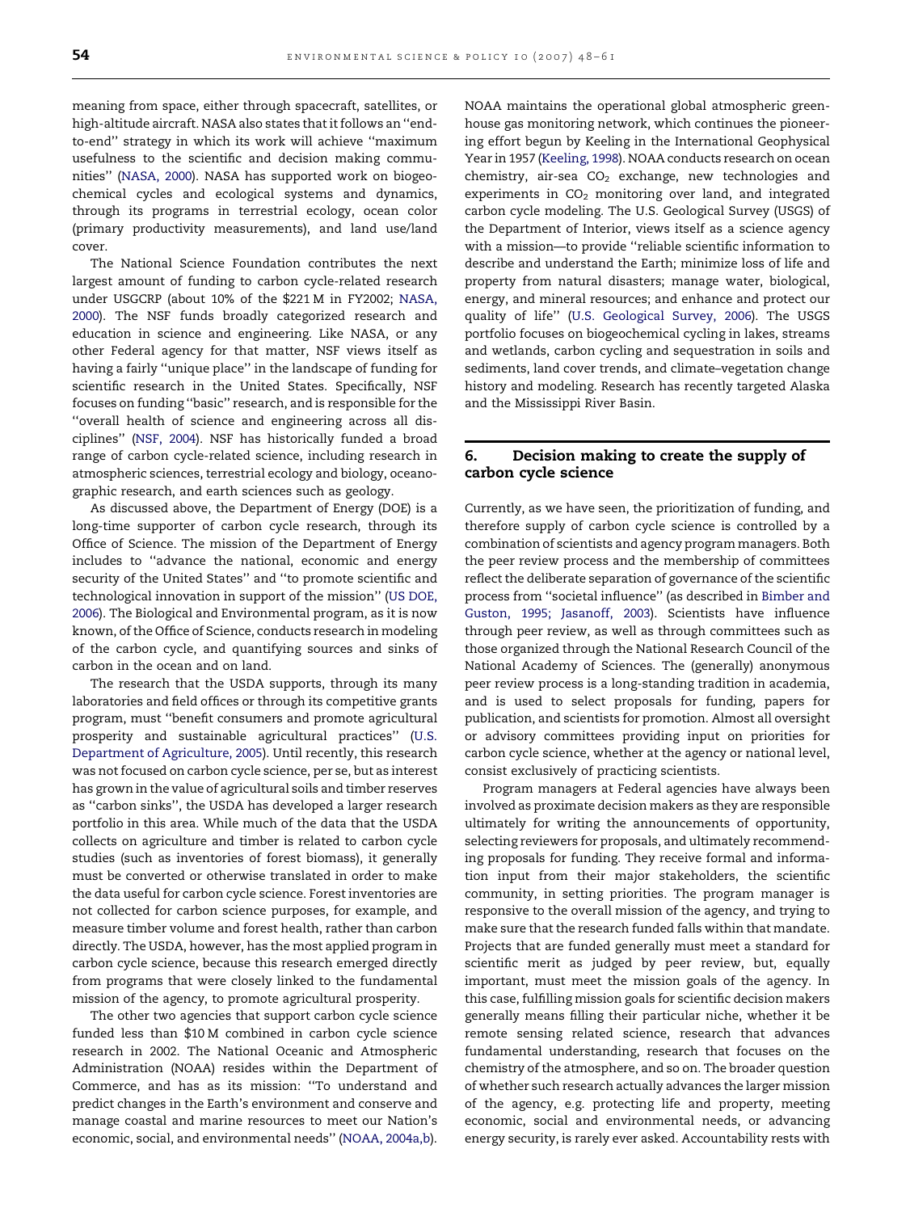meaning from space, either through spacecraft, satellites, or high-altitude aircraft. NASA also states that it follows an ''end-to-end'' strategy in which its work will achieve ''maximum usefulness to the scientific and decision making communities'' (NASA, 2000). NASA has supported work on biogeochemical cycles and ecological systems and dynamics, through its programs in terrestrial ecology, ocean color (primary productivity measurements), and land use/land cover.

The National Science Foundation contributes the next largest amount of funding to carbon cycle-related research under USGCRP (about 10% of the $221 M in FY2002; NASA, 2000). The NSF funds broadly categorized research and education in science and engineering. Like NASA, or any other Federal agency for that matter, NSF views itself as having a fairly ''unique place'' in the landscape of funding for scientific research in the United States. Specifically, NSF focuses on funding ''basic'' research, and is responsible for the ''overall health of science and engineering across all disciplines'' (NSF, 2004). NSF has historically funded a broad range of carbon cycle-related science, including research in atmospheric sciences, terrestrial ecology and biology, oceanographic research, and earth sciences such as geology.

As discussed above, the Department of Energy (DOE) is a long-time supporter of carbon cycle research, through its Office of Science. The mission of the Department of Energy includes to ''advance the national, economic and energy security of the United States'' and ''to promote scientific and technological innovation in support of the mission'' (US DOE, 2006). The Biological and Environmental program, as it is now known, of the Office of Science, conducts research in modeling of the carbon cycle, and quantifying sources and sinks of carbon in the ocean and on land.

The research that the USDA supports, through its many laboratories and field offices or through its competitive grants program, must ''benefit consumers and promote agricultural prosperity and sustainable agricultural practices'' (U.S. Department of Agriculture, 2005). Until recently, this research was not focused on carbon cycle science, per se, but as interest has grown in the value of agricultural soils and timber reserves as ''carbon sinks'', the USDA has developed a larger research portfolio in this area. While much of the data that the USDA collects on agriculture and timber is related to carbon cycle studies (such as inventories of forest biomass), it generally must be converted or otherwise translated in order to make the data useful for carbon cycle science. Forest inventories are not collected for carbon science purposes, for example, and measure timber volume and forest health, rather than carbon directly. The USDA, however, has the most applied program in carbon cycle science, because this research emerged directly from programs that were closely linked to the fundamental mission of the agency, to promote agricultural prosperity.

The other two agencies that support carbon cycle science funded less than $10 M combined in carbon cycle science research in 2002. The National Oceanic and Atmospheric Administration (NOAA) resides within the Department of Commerce, and has as its mission: ''To understand and predict changes in the Earth's environment and conserve and manage coastal and marine resources to meet our Nation's economic, social, and environmental needs'' (NOAA, 2004a,b). NOAA maintains the operational global atmospheric greenhouse gas monitoring network, which continues the pioneering effort begun by Keeling in the International Geophysical Year in 1957 (Keeling, 1998). NOAA conducts research on ocean chemistry, air-sea $CO_2$ exchange, new technologies and experiments in $CO_2$ monitoring over land, and integrated carbon cycle modeling. The U.S. Geological Survey (USGS) of the Department of Interior, views itself as a science agency with a mission—to provide ''reliable scientific information to describe and understand the Earth; minimize loss of life and property from natural disasters; manage water, biological, energy, and mineral resources; and enhance and protect our quality of life'' (U.S. Geological Survey, 2006). The USGS portfolio focuses on biogeochemical cycling in lakes, streams and wetlands, carbon cycling and sequestration in soils and sediments, land cover trends, and climate–vegetation change history and modeling. Research has recently targeted Alaska and the Mississippi River Basin.

## 6. Decision making to create the supply of carbon cycle science

Currently, as we have seen, the prioritization of funding, and therefore supply of carbon cycle science is controlled by a combination of scientists and agency program managers. Both the peer review process and the membership of committees reflect the deliberate separation of governance of the scientific process from ''societal influence'' (as described in Bimber and Guston, 1995; Jasanoff, 2003). Scientists have influence through peer review, as well as through committees such as those organized through the National Research Council of the National Academy of Sciences. The (generally) anonymous peer review process is a long-standing tradition in academia, and is used to select proposals for funding, papers for publication, and scientists for promotion. Almost all oversight or advisory committees providing input on priorities for carbon cycle science, whether at the agency or national level, consist exclusively of practicing scientists.

Program managers at Federal agencies have always been involved as proximate decision makers as they are responsible ultimately for writing the announcements of opportunity, selecting reviewers for proposals, and ultimately recommending proposals for funding. They receive formal and information input from their major stakeholders, the scientific community, in setting priorities. The program manager is responsive to the overall mission of the agency, and trying to make sure that the research funded falls within that mandate. Projects that are funded generally must meet a standard for scientific merit as judged by peer review, but, equally important, must meet the mission goals of the agency. In this case, fulfilling mission goals for scientific decision makers generally means filling their particular niche, whether it be remote sensing related science, research that advances fundamental understanding, research that focuses on the chemistry of the atmosphere, and so on. The broader question of whether such research actually advances the larger mission of the agency, e.g. protecting life and property, meeting economic, social and environmental needs, or advancing energy security, is rarely ever asked. Accountability rests with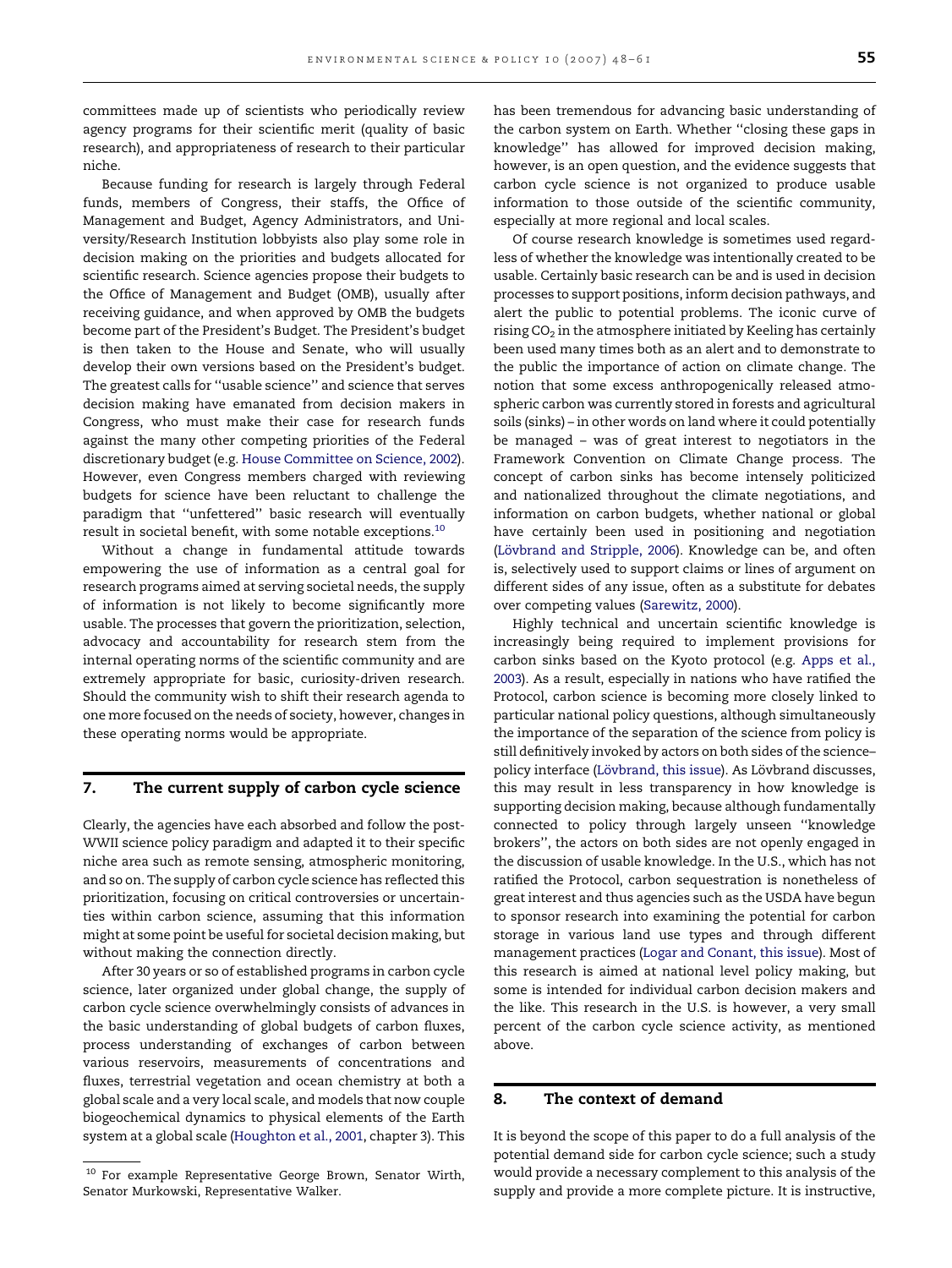committees made up of scientists who periodically review agency programs for their scientific merit (quality of basic research), and appropriateness of research to their particular niche.

Because funding for research is largely through Federal funds, members of Congress, their staffs, the Office of Management and Budget, Agency Administrators, and University/Research Institution lobbyists also play some role in decision making on the priorities and budgets allocated for scientific research. Science agencies propose their budgets to the Office of Management and Budget (OMB), usually after receiving guidance, and when approved by OMB the budgets become part of the President's Budget. The President's budget is then taken to the House and Senate, who will usually develop their own versions based on the President's budget. The greatest calls for "usable science" and science that serves decision making have emanated from decision makers in Congress, who must make their case for research funds against the many other competing priorities of the Federal discretionary budget (e.g. House Committee on Science, 2002). However, even Congress members charged with reviewing budgets for science have been reluctant to challenge the paradigm that "unfettered" basic research will eventually result in societal benefit, with some notable exceptions.[10]

Without a change in fundamental attitude towards empowering the use of information as a central goal for research programs aimed at serving societal needs, the supply of information is not likely to become significantly more usable. The processes that govern the prioritization, selection, advocacy and accountability for research stem from the internal operating norms of the scientific community and are extremely appropriate for basic, curiosity-driven research. Should the community wish to shift their research agenda to one more focused on the needs of society, however, changes in these operating norms would be appropriate.

## 7. The current supply of carbon cycle science

Clearly, the agencies have each absorbed and follow the post-WWII science policy paradigm and adapted it to their specific niche area such as remote sensing, atmospheric monitoring, and so on. The supply of carbon cycle science has reflected this prioritization, focusing on critical controversies or uncertainties within carbon science, assuming that this information might at some point be useful for societal decision making, but without making the connection directly.

After 30 years or so of established programs in carbon cycle science, later organized under global change, the supply of carbon cycle science overwhelmingly consists of advances in the basic understanding of global budgets of carbon fluxes, process understanding of exchanges of carbon between various reservoirs, measurements of concentrations and fluxes, terrestrial vegetation and ocean chemistry at both a global scale and a very local scale, and models that now couple biogeochemical dynamics to physical elements of the Earth system at a global scale (Houghton et al., 2001, chapter 3). This has been tremendous for advancing basic understanding of the carbon system on Earth. Whether "closing these gaps in knowledge" has allowed for improved decision making, however, is an open question, and the evidence suggests that carbon cycle science is not organized to produce usable information to those outside of the scientific community, especially at more regional and local scales.

Of course research knowledge is sometimes used regardless of whether the knowledge was intentionally created to be usable. Certainly basic research can be and is used in decision processes to support positions, inform decision pathways, and alert the public to potential problems. The iconic curve of rising $CO_2$ in the atmosphere initiated by Keeling has certainly been used many times both as an alert and to demonstrate to the public the importance of action on climate change. The notion that some excess anthropogenically released atmospheric carbon was currently stored in forests and agricultural soils (sinks) – in other words on land where it could potentially be managed – was of great interest to negotiators in the Framework Convention on Climate Change process. The concept of carbon sinks has become intensely politicized and nationalized throughout the climate negotiations, and information on carbon budgets, whether national or global have certainly been used in positioning and negotiation (Lövbrand and Stripple, 2006). Knowledge can be, and often is, selectively used to support claims or lines of argument on different sides of any issue, often as a substitute for debates over competing values (Sarewitz, 2000).

Highly technical and uncertain scientific knowledge is increasingly being required to implement provisions for carbon sinks based on the Kyoto protocol (e.g. Apps et al., 2003). As a result, especially in nations who have ratified the Protocol, carbon science is becoming more closely linked to particular national policy questions, although simultaneously the importance of the separation of the science from policy is still definitively invoked by actors on both sides of the science–policy interface (Lövbrand, this issue). As Lövbrand discusses, this may result in less transparency in how knowledge is supporting decision making, because although fundamentally connected to policy through largely unseen "knowledge brokers", the actors on both sides are not openly engaged in the discussion of usable knowledge. In the U.S., which has not ratified the Protocol, carbon sequestration is nonetheless of great interest and thus agencies such as the USDA have begun to sponsor research into examining the potential for carbon storage in various land use types and through different management practices (Logar and Conant, this issue). Most of this research is aimed at national level policy making, but some is intended for individual carbon decision makers and the like. This research in the U.S. is however, a very small percent of the carbon cycle science activity, as mentioned above.

## 8. The context of demand

It is beyond the scope of this paper to do a full analysis of the potential demand side for carbon cycle science; such a study would provide a necessary complement to this analysis of the supply and provide a more complete picture. It is instructive,

[10] For example Representative George Brown, Senator Wirth, Senator Murkowski, Representative Walker.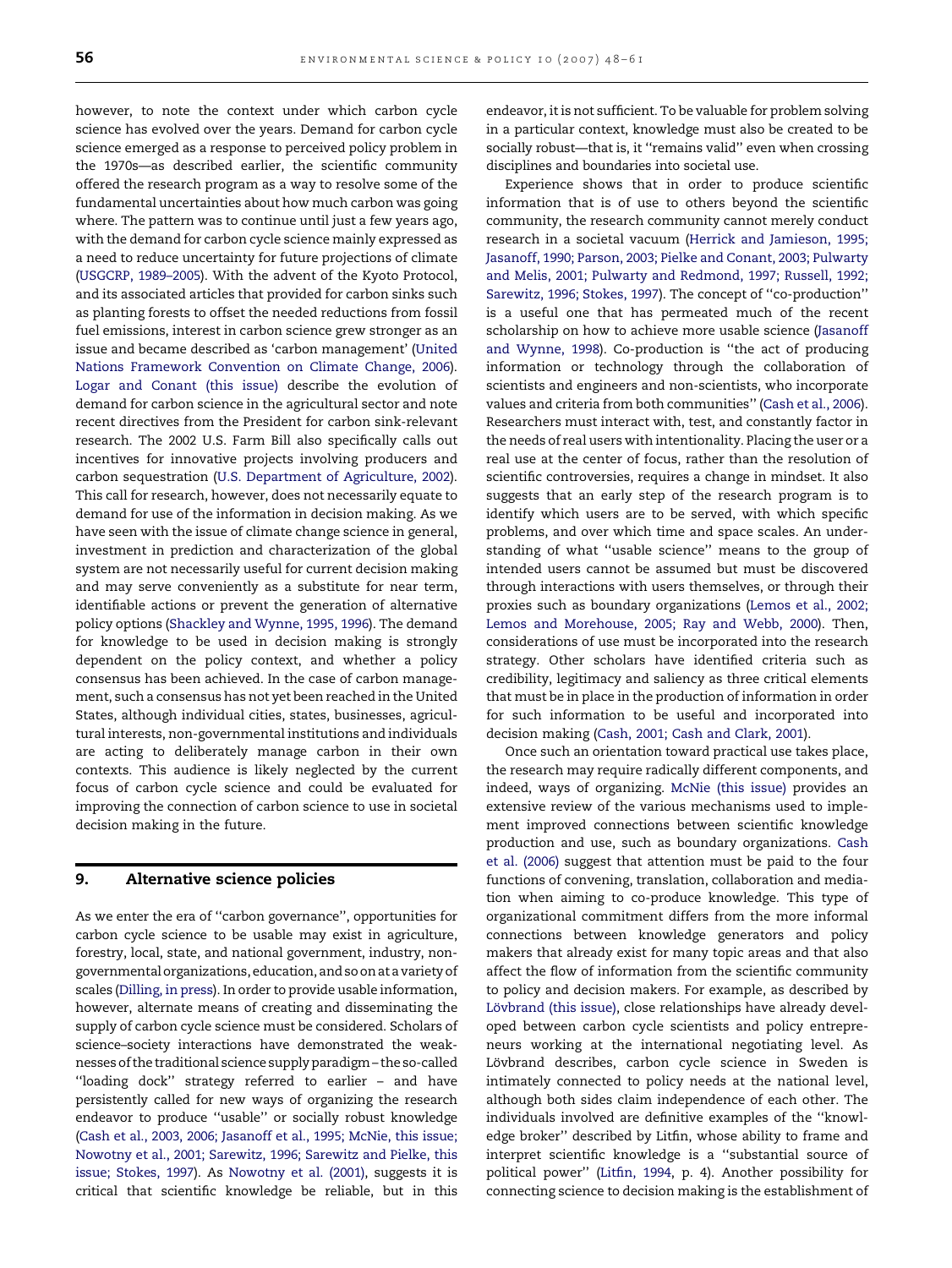however, to note the context under which carbon cycle science has evolved over the years. Demand for carbon cycle science emerged as a response to perceived policy problem in the 1970s—as described earlier, the scientific community offered the research program as a way to resolve some of the fundamental uncertainties about how much carbon was going where. The pattern was to continue until just a few years ago, with the demand for carbon cycle science mainly expressed as a need to reduce uncertainty for future projections of climate (USGCRP, 1989–2005). With the advent of the Kyoto Protocol, and its associated articles that provided for carbon sinks such as planting forests to offset the needed reductions from fossil fuel emissions, interest in carbon science grew stronger as an issue and became described as 'carbon management' (United Nations Framework Convention on Climate Change, 2006). Logar and Conant (this issue) describe the evolution of demand for carbon science in the agricultural sector and note recent directives from the President for carbon sink-relevant research. The 2002 U.S. Farm Bill also specifically calls out incentives for innovative projects involving producers and carbon sequestration (U.S. Department of Agriculture, 2002). This call for research, however, does not necessarily equate to demand for use of the information in decision making. As we have seen with the issue of climate change science in general, investment in prediction and characterization of the global system are not necessarily useful for current decision making and may serve conveniently as a substitute for near term, identifiable actions or prevent the generation of alternative policy options (Shackley and Wynne, 1995, 1996). The demand for knowledge to be used in decision making is strongly dependent on the policy context, and whether a policy consensus has been achieved. In the case of carbon management, such a consensus has not yet been reached in the United States, although individual cities, states, businesses, agricultural interests, non-governmental institutions and individuals are acting to deliberately manage carbon in their own contexts. This audience is likely neglected by the current focus of carbon cycle science and could be evaluated for improving the connection of carbon science to use in societal decision making in the future.

## 9. Alternative science policies

As we enter the era of ''carbon governance'', opportunities for carbon cycle science to be usable may exist in agriculture, forestry, local, state, and national government, industry, non-governmental organizations, education, and so on at a variety of scales (Dilling, in press). In order to provide usable information, however, alternate means of creating and disseminating the supply of carbon cycle science must be considered. Scholars of science–society interactions have demonstrated the weaknesses of the traditional science supply paradigm – the so-called ''loading dock'' strategy referred to earlier – and have persistently called for new ways of organizing the research endeavor to produce ''usable'' or socially robust knowledge (Cash et al., 2003, 2006; Jasanoff et al., 1995; McNie, this issue; Nowotny et al., 2001; Sarewitz, 1996; Sarewitz and Pielke, this issue; Stokes, 1997). As Nowotny et al. (2001), suggests it is critical that scientific knowledge be reliable, but in this endeavor, it is not sufficient. To be valuable for problem solving in a particular context, knowledge must also be created to be socially robust—that is, it ''remains valid'' even when crossing disciplines and boundaries into societal use.

Experience shows that in order to produce scientific information that is of use to others beyond the scientific community, the research community cannot merely conduct research in a societal vacuum (Herrick and Jamieson, 1995; Jasanoff, 1990; Parson, 2003; Pielke and Conant, 2003; Pulwarty and Melis, 2001; Pulwarty and Redmond, 1997; Russell, 1992; Sarewitz, 1996; Stokes, 1997). The concept of ''co-production'' is a useful one that has permeated much of the recent scholarship on how to achieve more usable science (Jasanoff and Wynne, 1998). Co-production is ''the act of producing information or technology through the collaboration of scientists and engineers and non-scientists, who incorporate values and criteria from both communities'' (Cash et al., 2006). Researchers must interact with, test, and constantly factor in the needs of real users with intentionality. Placing the user or a real use at the center of focus, rather than the resolution of scientific controversies, requires a change in mindset. It also suggests that an early step of the research program is to identify which users are to be served, with which specific problems, and over which time and space scales. An understanding of what ''usable science'' means to the group of intended users cannot be assumed but must be discovered through interactions with users themselves, or through their proxies such as boundary organizations (Lemos et al., 2002; Lemos and Morehouse, 2005; Ray and Webb, 2000). Then, considerations of use must be incorporated into the research strategy. Other scholars have identified criteria such as credibility, legitimacy and saliency as three critical elements that must be in place in the production of information in order for such information to be useful and incorporated into decision making (Cash, 2001; Cash and Clark, 2001).

Once such an orientation toward practical use takes place, the research may require radically different components, and indeed, ways of organizing. McNie (this issue) provides an extensive review of the various mechanisms used to implement improved connections between scientific knowledge production and use, such as boundary organizations. Cash et al. (2006) suggest that attention must be paid to the four functions of convening, translation, collaboration and mediation when aiming to co-produce knowledge. This type of organizational commitment differs from the more informal connections between knowledge generators and policy makers that already exist for many topic areas and that also affect the flow of information from the scientific community to policy and decision makers. For example, as described by Lövbrand (this issue), close relationships have already developed between carbon cycle scientists and policy entrepreneurs working at the international negotiating level. As Lövbrand describes, carbon cycle science in Sweden is intimately connected to policy needs at the national level, although both sides claim independence of each other. The individuals involved are definitive examples of the ''knowledge broker'' described by Litfin, whose ability to frame and interpret scientific knowledge is a ''substantial source of political power'' (Litfin, 1994, p. 4). Another possibility for connecting science to decision making is the establishment of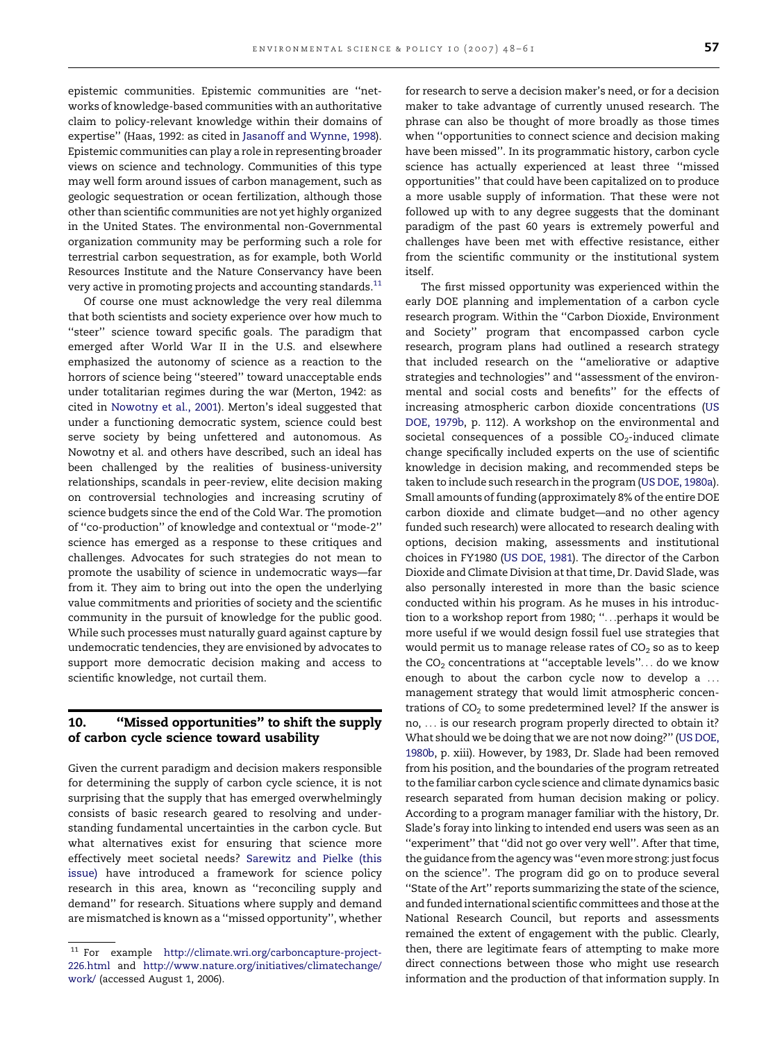epistemic communities. Epistemic communities are ''networks of knowledge-based communities with an authoritative claim to policy-relevant knowledge within their domains of expertise'' (Haas, 1992: as cited in Jasanoff and Wynne, 1998). Epistemic communities can play a role in representing broader views on science and technology. Communities of this type may well form around issues of carbon management, such as geologic sequestration or ocean fertilization, although those other than scientific communities are not yet highly organized in the United States. The environmental non-Governmental organization community may be performing such a role for terrestrial carbon sequestration, as for example, both World Resources Institute and the Nature Conservancy have been very active in promoting projects and accounting standards.[11]

Of course one must acknowledge the very real dilemma that both scientists and society experience over how much to ''steer'' science toward specific goals. The paradigm that emerged after World War II in the U.S. and elsewhere emphasized the autonomy of science as a reaction to the horrors of science being ''steered'' toward unacceptable ends under totalitarian regimes during the war (Merton, 1942: as cited in Nowotny et al., 2001). Merton's ideal suggested that under a functioning democratic system, science could best serve society by being unfettered and autonomous. As Nowotny et al. and others have described, such an ideal has been challenged by the realities of business-university relationships, scandals in peer-review, elite decision making on controversial technologies and increasing scrutiny of science budgets since the end of the Cold War. The promotion of ''co-production'' of knowledge and contextual or ''mode-2'' science has emerged as a response to these critiques and challenges. Advocates for such strategies do not mean to promote the usability of science in undemocratic ways—far from it. They aim to bring out into the open the underlying value commitments and priorities of society and the scientific community in the pursuit of knowledge for the public good. While such processes must naturally guard against capture by undemocratic tendencies, they are envisioned by advocates to support more democratic decision making and access to scientific knowledge, not curtail them.

## 10. ''Missed opportunities'' to shift the supply of carbon cycle science toward usability

Given the current paradigm and decision makers responsible for determining the supply of carbon cycle science, it is not surprising that the supply that has emerged overwhelmingly consists of basic research geared to resolving and understanding fundamental uncertainties in the carbon cycle. But what alternatives exist for ensuring that science more effectively meet societal needs? Sarewitz and Pielke (this issue) have introduced a framework for science policy research in this area, known as ''reconciling supply and demand'' for research. Situations where supply and demand are mismatched is known as a ''missed opportunity'', whether for research to serve a decision maker's need, or for a decision maker to take advantage of currently unused research. The phrase can also be thought of more broadly as those times when ''opportunities to connect science and decision making have been missed''. In its programmatic history, carbon cycle science has actually experienced at least three ''missed opportunities'' that could have been capitalized on to produce a more usable supply of information. That these were not followed up with to any degree suggests that the dominant paradigm of the past 60 years is extremely powerful and challenges have been met with effective resistance, either from the scientific community or the institutional system itself.

The first missed opportunity was experienced within the early DOE planning and implementation of a carbon cycle research program. Within the ''Carbon Dioxide, Environment and Society'' program that encompassed carbon cycle research, program plans had outlined a research strategy that included research on the ''ameliorative or adaptive strategies and technologies'' and ''assessment of the environmental and social costs and benefits'' for the effects of increasing atmospheric carbon dioxide concentrations (US DOE, 1979b, p. 112). A workshop on the environmental and societal consequences of a possible $CO_2$-induced climate change specifically included experts on the use of scientific knowledge in decision making, and recommended steps be taken to include such research in the program (US DOE, 1980a). Small amounts of funding (approximately 8% of the entire DOE carbon dioxide and climate budget—and no other agency funded such research) were allocated to research dealing with options, decision making, assessments and institutional choices in FY1980 (US DOE, 1981). The director of the Carbon Dioxide and Climate Division at that time, Dr. David Slade, was also personally interested in more than the basic science conducted within his program. As he muses in his introduction to a workshop report from 1980; ''...perhaps it would be more useful if we would design fossil fuel use strategies that would permit us to manage release rates of $CO_2$ so as to keep the $CO_2$ concentrations at ''acceptable levels''... do we know enough to about the carbon cycle now to develop a ... management strategy that would limit atmospheric concentrations of $CO_2$ to some predetermined level? If the answer is no, ... is our research program properly directed to obtain it? What should we be doing that we are not now doing?'' (US DOE, 1980b, p. xiii). However, by 1983, Dr. Slade had been removed from his position, and the boundaries of the program retreated to the familiar carbon cycle science and climate dynamics basic research separated from human decision making or policy. According to a program manager familiar with the history, Dr. Slade's foray into linking to intended end users was seen as an ''experiment'' that ''did not go over very well''. After that time, the guidance from the agency was ''even more strong: just focus on the science''. The program did go on to produce several ''State of the Art'' reports summarizing the state of the science, and funded international scientific committees and those at the National Research Council, but reports and assessments remained the extent of engagement with the public. Clearly, then, there are legitimate fears of attempting to make more direct connections between those who might use research information and the production of that information supply. In

[11] For example http://climate.wri.org/carboncapture-project-226.html and http://www.nature.org/initiatives/climatechange/work/ (accessed August 1, 2006).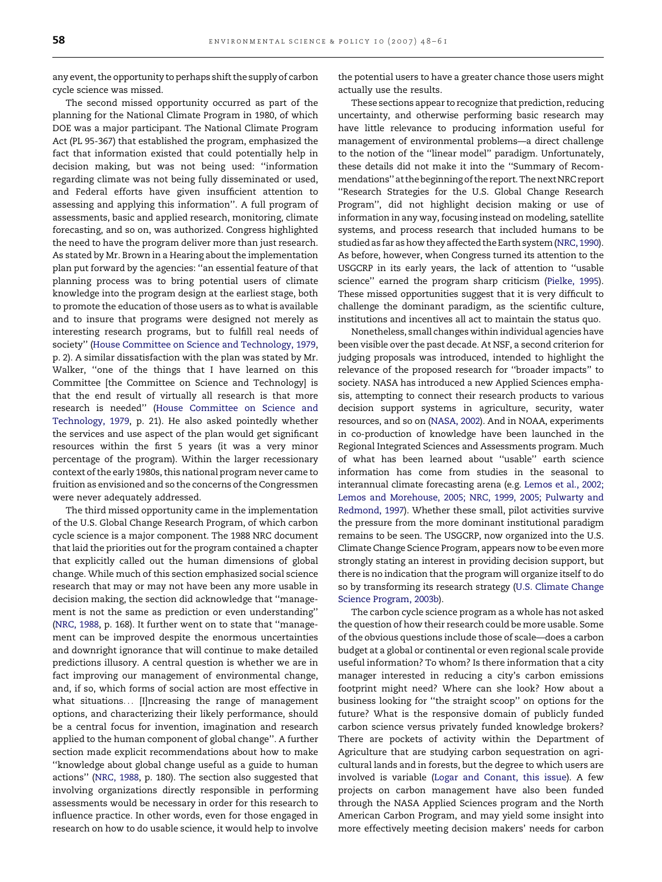any event, the opportunity to perhaps shift the supply of carbon cycle science was missed.

The second missed opportunity occurred as part of the planning for the National Climate Program in 1980, of which DOE was a major participant. The National Climate Program Act (PL 95-367) that established the program, emphasized the fact that information existed that could potentially help in decision making, but was not being used: ''information regarding climate was not being fully disseminated or used, and Federal efforts have given insufficient attention to assessing and applying this information''. A full program of assessments, basic and applied research, monitoring, climate forecasting, and so on, was authorized. Congress highlighted the need to have the program deliver more than just research. As stated by Mr. Brown in a Hearing about the implementation plan put forward by the agencies: ''an essential feature of that planning process was to bring potential users of climate knowledge into the program design at the earliest stage, both to promote the education of those users as to what is available and to insure that programs were designed not merely as interesting research programs, but to fulfill real needs of society'' (House Committee on Science and Technology, 1979, p. 2). A similar dissatisfaction with the plan was stated by Mr. Walker, ''one of the things that I have learned on this Committee [the Committee on Science and Technology] is that the end result of virtually all research is that more research is needed'' (House Committee on Science and Technology, 1979, p. 21). He also asked pointedly whether the services and use aspect of the plan would get significant resources within the first 5 years (it was a very minor percentage of the program). Within the larger recessionary context of the early 1980s, this national program never came to fruition as envisioned and so the concerns of the Congressmen were never adequately addressed.

The third missed opportunity came in the implementation of the U.S. Global Change Research Program, of which carbon cycle science is a major component. The 1988 NRC document that laid the priorities out for the program contained a chapter that explicitly called out the human dimensions of global change. While much of this section emphasized social science research that may or may not have been any more usable in decision making, the section did acknowledge that ''management is not the same as prediction or even understanding'' (NRC, 1988, p. 168). It further went on to state that ''management can be improved despite the enormous uncertainties and downright ignorance that will continue to make detailed predictions illusory. A central question is whether we are in fact improving our management of environmental change, and, if so, which forms of social action are most effective in what situations... [I]ncreasing the range of management options, and characterizing their likely performance, should be a central focus for invention, imagination and research applied to the human component of global change''. A further section made explicit recommendations about how to make ''knowledge about global change useful as a guide to human actions'' (NRC, 1988, p. 180). The section also suggested that involving organizations directly responsible in performing assessments would be necessary in order for this research to influence practice. In other words, even for those engaged in research on how to do usable science, it would help to involve the potential users to have a greater chance those users might actually use the results.

These sections appear to recognize that prediction, reducing uncertainty, and otherwise performing basic research may have little relevance to producing information useful for management of environmental problems—a direct challenge to the notion of the ''linear model'' paradigm. Unfortunately, these details did not make it into the ''Summary of Recommendations'' at the beginning of the report. The next NRC report ''Research Strategies for the U.S. Global Change Research Program'', did not highlight decision making or use of information in any way, focusing instead on modeling, satellite systems, and process research that included humans to be studied as far as how they affected the Earth system (NRC, 1990). As before, however, when Congress turned its attention to the USGCRP in its early years, the lack of attention to ''usable science'' earned the program sharp criticism (Pielke, 1995). These missed opportunities suggest that it is very difficult to challenge the dominant paradigm, as the scientific culture, institutions and incentives all act to maintain the status quo.

Nonetheless, small changes within individual agencies have been visible over the past decade. At NSF, a second criterion for judging proposals was introduced, intended to highlight the relevance of the proposed research for ''broader impacts'' to society. NASA has introduced a new Applied Sciences emphasis, attempting to connect their research products to various decision support systems in agriculture, security, water resources, and so on (NASA, 2002). And in NOAA, experiments in co-production of knowledge have been launched in the Regional Integrated Sciences and Assessments program. Much of what has been learned about ''usable'' earth science information has come from studies in the seasonal to interannual climate forecasting arena (e.g. Lemos et al., 2002; Lemos and Morehouse, 2005; NRC, 1999, 2005; Pulwarty and Redmond, 1997). Whether these small, pilot activities survive the pressure from the more dominant institutional paradigm remains to be seen. The USGCRP, now organized into the U.S. Climate Change Science Program, appears now to be even more strongly stating an interest in providing decision support, but there is no indication that the program will organize itself to do so by transforming its research strategy (U.S. Climate Change Science Program, 2003b).

The carbon cycle science program as a whole has not asked the question of how their research could be more usable. Some of the obvious questions include those of scale—does a carbon budget at a global or continental or even regional scale provide useful information? To whom? Is there information that a city manager interested in reducing a city's carbon emissions footprint might need? Where can she look? How about a business looking for ''the straight scoop'' on options for the future? What is the responsive domain of publicly funded carbon science versus privately funded knowledge brokers? There are pockets of activity within the Department of Agriculture that are studying carbon sequestration on agricultural lands and in forests, but the degree to which users are involved is variable (Logar and Conant, this issue). A few projects on carbon management have also been funded through the NASA Applied Sciences program and the North American Carbon Program, and may yield some insight into more effectively meeting decision makers' needs for carbon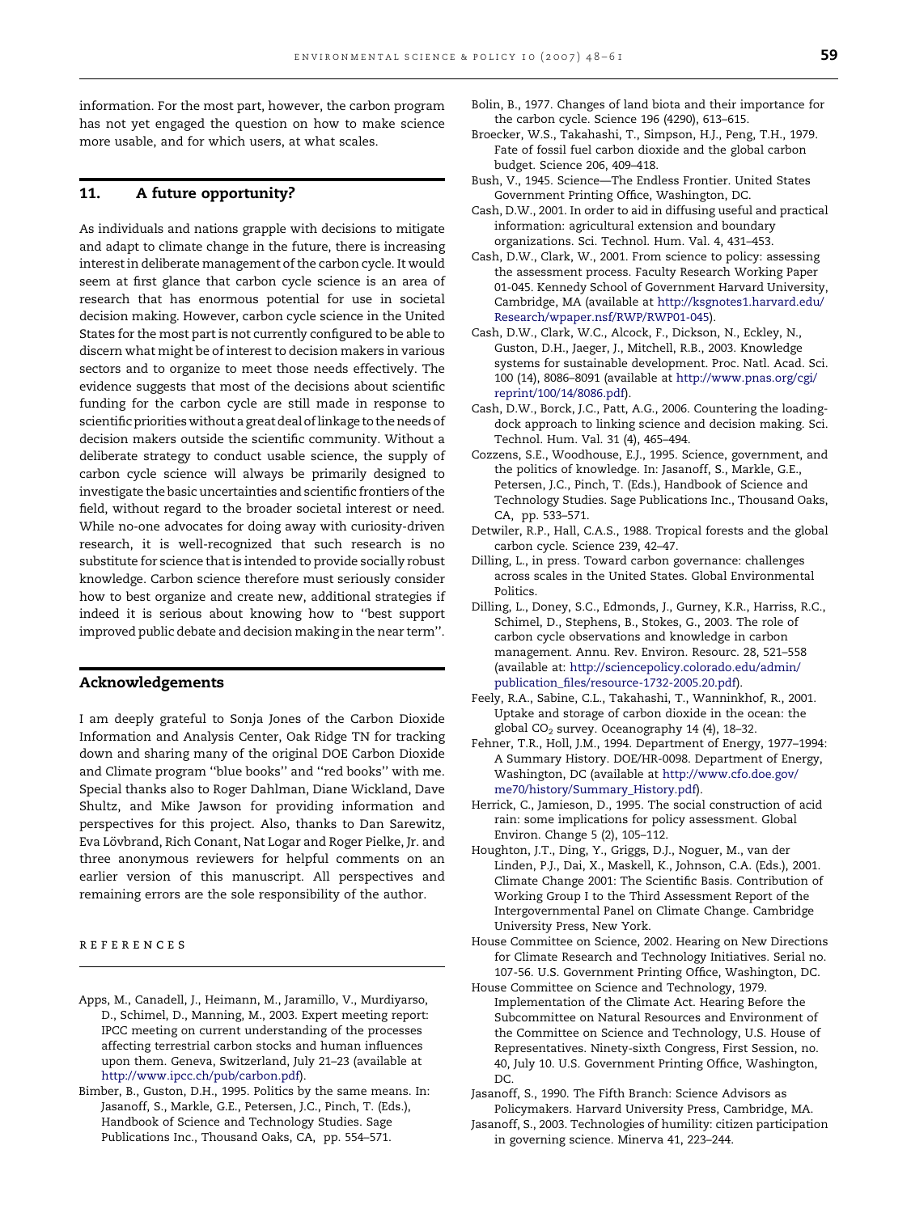information. For the most part, however, the carbon program has not yet engaged the question on how to make science more usable, and for which users, at what scales.

## 11. A future opportunity?

As individuals and nations grapple with decisions to mitigate and adapt to climate change in the future, there is increasing interest in deliberate management of the carbon cycle. It would seem at first glance that carbon cycle science is an area of research that has enormous potential for use in societal decision making. However, carbon cycle science in the United States for the most part is not currently configured to be able to discern what might be of interest to decision makers in various sectors and to organize to meet those needs effectively. The evidence suggests that most of the decisions about scientific funding for the carbon cycle are still made in response to scientific priorities without a great deal of linkage to the needs of decision makers outside the scientific community. Without a deliberate strategy to conduct usable science, the supply of carbon cycle science will always be primarily designed to investigate the basic uncertainties and scientific frontiers of the field, without regard to the broader societal interest or need. While no-one advocates for doing away with curiosity-driven research, it is well-recognized that such research is no substitute for science that is intended to provide socially robust knowledge. Carbon science therefore must seriously consider how to best organize and create new, additional strategies if indeed it is serious about knowing how to ''best support improved public debate and decision making in the near term''.

## Acknowledgements

I am deeply grateful to Sonja Jones of the Carbon Dioxide Information and Analysis Center, Oak Ridge TN for tracking down and sharing many of the original DOE Carbon Dioxide and Climate program ''blue books'' and ''red books'' with me. Special thanks also to Roger Dahlman, Diane Wickland, Dave Shultz, and Mike Jawson for providing information and perspectives for this project. Also, thanks to Dan Sarewitz, Eva Lövbrand, Rich Conant, Nat Logar and Roger Pielke, Jr. and three anonymous reviewers for helpful comments on an earlier version of this manuscript. All perspectives and remaining errors are the sole responsibility of the author.

## References

Apps, M., Canadell, J., Heimann, M., Jaramillo, V., Murdiyarso, D., Schimel, D., Manning, M., 2003. Expert meeting report: IPCC meeting on current understanding of the processes affecting terrestrial carbon stocks and human influences upon them. Geneva, Switzerland, July 21–23 (available at http://www.ipcc.ch/pub/carbon.pdf).

Bimber, B., Guston, D.H., 1995. Politics by the same means. In: Jasanoff, S., Markle, G.E., Petersen, J.C., Pinch, T. (Eds.), Handbook of Science and Technology Studies. Sage Publications Inc., Thousand Oaks, CA, pp. 554–571.

Bolin, B., 1977. Changes of land biota and their importance for the carbon cycle. Science 196 (4290), 613–615.

Broecker, W.S., Takahashi, T., Simpson, H.J., Peng, T.H., 1979. Fate of fossil fuel carbon dioxide and the global carbon budget. Science 206, 409–418.

Bush, V., 1945. Science—The Endless Frontier. United States Government Printing Office, Washington, DC.

Cash, D.W., 2001. In order to aid in diffusing useful and practical information: agricultural extension and boundary organizations. Sci. Technol. Hum. Val. 4, 431–453.

Cash, D.W., Clark, W., 2001. From science to policy: assessing the assessment process. Faculty Research Working Paper 01-045. Kennedy School of Government Harvard University, Cambridge, MA (available at http://ksgnotes1.harvard.edu/Research/wpaper.nsf/RWP/RWP01-045).

Cash, D.W., Clark, W.C., Alcock, F., Dickson, N., Eckley, N., Guston, D.H., Jaeger, J., Mitchell, R.B., 2003. Knowledge systems for sustainable development. Proc. Natl. Acad. Sci. 100 (14), 8086–8091 (available at http://www.pnas.org/cgi/reprint/100/14/8086.pdf).

Cash, D.W., Borck, J.C., Patt, A.G., 2006. Countering the loading-dock approach to linking science and decision making. Sci. Technol. Hum. Val. 31 (4), 465–494.

Cozzens, S.E., Woodhouse, E.J., 1995. Science, government, and the politics of knowledge. In: Jasanoff, S., Markle, G.E., Petersen, J.C., Pinch, T. (Eds.), Handbook of Science and Technology Studies. Sage Publications Inc., Thousand Oaks, CA, pp. 533–571.

Detwiler, R.P., Hall, C.A.S., 1988. Tropical forests and the global carbon cycle. Science 239, 42–47.

Dilling, L., in press. Toward carbon governance: challenges across scales in the United States. Global Environmental Politics.

Dilling, L., Doney, S.C., Edmonds, J., Gurney, K.R., Harriss, R.C., Schimel, D., Stephens, B., Stokes, G., 2003. The role of carbon cycle observations and knowledge in carbon management. Annu. Rev. Environ. Resourc. 28, 521–558 (available at: http://sciencepolicy.colorado.edu/admin/publication_files/resource-1732-2005.20.pdf).

Feely, R.A., Sabine, C.L., Takahashi, T., Wanninkhof, R., 2001. Uptake and storage of carbon dioxide in the ocean: the global $CO_2$ survey. Oceanography 14 (4), 18–32.

Fehner, T.R., Holl, J.M., 1994. Department of Energy, 1977–1994: A Summary History. DOE/HR-0098. Department of Energy, Washington, DC (available at http://www.cfo.doe.gov/me70/history/Summary_History.pdf).

Herrick, C., Jamieson, D., 1995. The social construction of acid rain: some implications for policy assessment. Global Environ. Change 5 (2), 105–112.

Houghton, J.T., Ding, Y., Griggs, D.J., Noguer, M., van der Linden, P.J., Dai, X., Maskell, K., Johnson, C.A. (Eds.), 2001. Climate Change 2001: The Scientific Basis. Contribution of Working Group I to the Third Assessment Report of the Intergovernmental Panel on Climate Change. Cambridge University Press, New York.

House Committee on Science, 2002. Hearing on New Directions for Climate Research and Technology Initiatives. Serial no. 107-56. U.S. Government Printing Office, Washington, DC.

House Committee on Science and Technology, 1979. Implementation of the Climate Act. Hearing Before the Subcommittee on Natural Resources and Environment of the Committee on Science and Technology, U.S. House of Representatives. Ninety-sixth Congress, First Session, no. 40, July 10. U.S. Government Printing Office, Washington, DC.

Jasanoff, S., 1990. The Fifth Branch: Science Advisors as Policymakers. Harvard University Press, Cambridge, MA.

Jasanoff, S., 2003. Technologies of humility: citizen participation in governing science. Minerva 41, 223–244.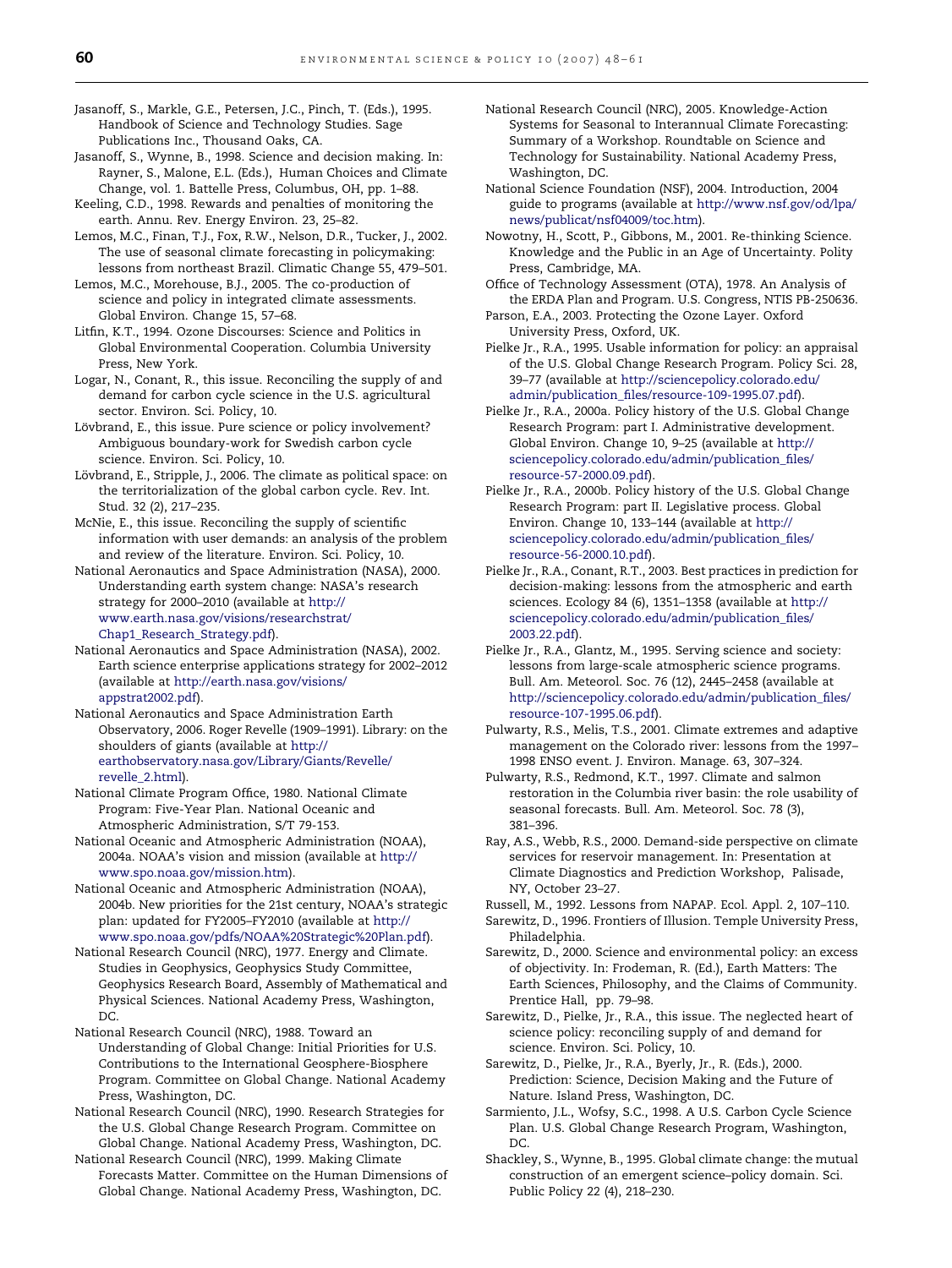Jasanoff, S., Markle, G.E., Petersen, J.C., Pinch, T. (Eds.), 1995. Handbook of Science and Technology Studies. Sage Publications Inc., Thousand Oaks, CA.

Jasanoff, S., Wynne, B., 1998. Science and decision making. In: Rayner, S., Malone, E.L. (Eds.), Human Choices and Climate Change, vol. 1. Battelle Press, Columbus, OH, pp. 1–88.

Keeling, C.D., 1998. Rewards and penalties of monitoring the earth. Annu. Rev. Energy Environ. 23, 25–82.

Lemos, M.C., Finan, T.J., Fox, R.W., Nelson, D.R., Tucker, J., 2002. The use of seasonal climate forecasting in policymaking: lessons from northeast Brazil. Climatic Change 55, 479–501.

Lemos, M.C., Morehouse, B.J., 2005. The co-production of science and policy in integrated climate assessments. Global Environ. Change 15, 57–68.

Litfin, K.T., 1994. Ozone Discourses: Science and Politics in Global Environmental Cooperation. Columbia University Press, New York.

Logar, N., Conant, R., this issue. Reconciling the supply of and demand for carbon cycle science in the U.S. agricultural sector. Environ. Sci. Policy, 10.

Lövbrand, E., this issue. Pure science or policy involvement? Ambiguous boundary-work for Swedish carbon cycle science. Environ. Sci. Policy, 10.

Lövbrand, E., Stripple, J., 2006. The climate as political space: on the territorialization of the global carbon cycle. Rev. Int. Stud. 32 (2), 217–235.

McNie, E., this issue. Reconciling the supply of scientific information with user demands: an analysis of the problem and review of the literature. Environ. Sci. Policy, 10.

National Aeronautics and Space Administration (NASA), 2000. Understanding earth system change: NASA's research strategy for 2000–2010 (available at http://www.earth.nasa.gov/visions/researchstrat/Chap1_Research_Strategy.pdf).

National Aeronautics and Space Administration (NASA), 2002. Earth science enterprise applications strategy for 2002–2012 (available at http://earth.nasa.gov/visions/appstrat2002.pdf).

National Aeronautics and Space Administration Earth Observatory, 2006. Roger Revelle (1909–1991). Library: on the shoulders of giants (available at http://earthobservatory.nasa.gov/Library/Giants/Revelle/revelle_2.html).

National Climate Program Office, 1980. National Climate Program: Five-Year Plan. National Oceanic and Atmospheric Administration, S/T 79-153.

National Oceanic and Atmospheric Administration (NOAA), 2004a. NOAA's vision and mission (available at http://www.spo.noaa.gov/mission.htm).

National Oceanic and Atmospheric Administration (NOAA), 2004b. New priorities for the 21st century, NOAA's strategic plan: updated for FY2005–FY2010 (available at http://www.spo.noaa.gov/pdfs/NOAA%20Strategic%20Plan.pdf).

National Research Council (NRC), 1977. Energy and Climate. Studies in Geophysics, Geophysics Study Committee, Geophysics Research Board, Assembly of Mathematical and Physical Sciences. National Academy Press, Washington, DC.

National Research Council (NRC), 1988. Toward an Understanding of Global Change: Initial Priorities for U.S. Contributions to the International Geosphere-Biosphere Program. Committee on Global Change. National Academy Press, Washington, DC.

National Research Council (NRC), 1990. Research Strategies for the U.S. Global Change Research Program. Committee on Global Change. National Academy Press, Washington, DC.

National Research Council (NRC), 1999. Making Climate Forecasts Matter. Committee on the Human Dimensions of Global Change. National Academy Press, Washington, DC.

National Research Council (NRC), 2005. Knowledge-Action Systems for Seasonal to Interannual Climate Forecasting: Summary of a Workshop. Roundtable on Science and Technology for Sustainability. National Academy Press, Washington, DC.

National Science Foundation (NSF), 2004. Introduction, 2004 guide to programs (available at http://www.nsf.gov/od/lpa/news/publicat/nsf04009/toc.htm).

Nowotny, H., Scott, P., Gibbons, M., 2001. Re-thinking Science. Knowledge and the Public in an Age of Uncertainty. Polity Press, Cambridge, MA.

Office of Technology Assessment (OTA), 1978. An Analysis of the ERDA Plan and Program. U.S. Congress, NTIS PB-250636.

Parson, E.A., 2003. Protecting the Ozone Layer. Oxford University Press, Oxford, UK.

Pielke Jr., R.A., 1995. Usable information for policy: an appraisal of the U.S. Global Change Research Program. Policy Sci. 28, 39–77 (available at http://sciencepolicy.colorado.edu/admin/publication_files/resource-109-1995.07.pdf).

Pielke Jr., R.A., 2000a. Policy history of the U.S. Global Change Research Program: part I. Administrative development. Global Environ. Change 10, 9–25 (available at http://sciencepolicy.colorado.edu/admin/publication_files/resource-57-2000.09.pdf).

Pielke Jr., R.A., 2000b. Policy history of the U.S. Global Change Research Program: part II. Legislative process. Global Environ. Change 10, 133–144 (available at http://sciencepolicy.colorado.edu/admin/publication_files/resource-56-2000.10.pdf).

Pielke Jr., R.A., Conant, R.T., 2003. Best practices in prediction for decision-making: lessons from the atmospheric and earth sciences. Ecology 84 (6), 1351–1358 (available at http://sciencepolicy.colorado.edu/admin/publication_files/2003.22.pdf).

Pielke Jr., R.A., Glantz, M., 1995. Serving science and society: lessons from large-scale atmospheric science programs. Bull. Am. Meteorol. Soc. 76 (12), 2445–2458 (available at http://sciencepolicy.colorado.edu/admin/publication_files/resource-107-1995.06.pdf).

Pulwarty, R.S., Melis, T.S., 2001. Climate extremes and adaptive management on the Colorado river: lessons from the 1997–1998 ENSO event. J. Environ. Manage. 63, 307–324.

Pulwarty, R.S., Redmond, K.T., 1997. Climate and salmon restoration in the Columbia river basin: the role usability of seasonal forecasts. Bull. Am. Meteorol. Soc. 78 (3), 381–396.

Ray, A.S., Webb, R.S., 2000. Demand-side perspective on climate services for reservoir management. In: Presentation at Climate Diagnostics and Prediction Workshop, Palisade, NY, October 23–27.

Russell, M., 1992. Lessons from NAPAP. Ecol. Appl. 2, 107–110.

Sarewitz, D., 1996. Frontiers of Illusion. Temple University Press, Philadelphia.

Sarewitz, D., 2000. Science and environmental policy: an excess of objectivity. In: Frodeman, R. (Ed.), Earth Matters: The Earth Sciences, Philosophy, and the Claims of Community. Prentice Hall, pp. 79–98.

Sarewitz, D., Pielke, Jr., R.A., this issue. The neglected heart of science policy: reconciling supply of and demand for science. Environ. Sci. Policy, 10.

Sarewitz, D., Pielke, Jr., R.A., Byerly, Jr., R. (Eds.), 2000. Prediction: Science, Decision Making and the Future of Nature. Island Press, Washington, DC.

Sarmiento, J.L., Wofsy, S.C., 1998. A U.S. Carbon Cycle Science Plan. U.S. Global Change Research Program, Washington, DC.

Shackley, S., Wynne, B., 1995. Global climate change: the mutual construction of an emergent science–policy domain. Sci. Public Policy 22 (4), 218–230.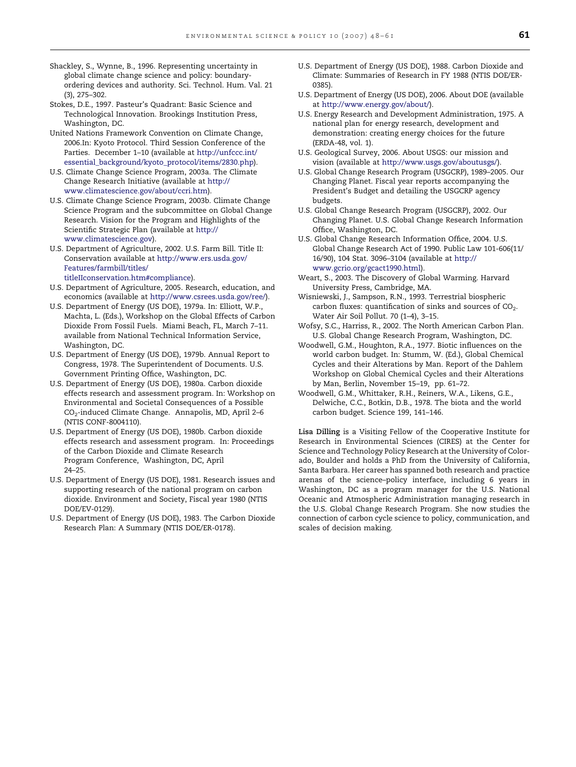Shackley, S., Wynne, B., 1996. Representing uncertainty in global climate change science and policy: boundary-ordering devices and authority. Sci. Technol. Hum. Val. 21 (3), 275–302.

Stokes, D.E., 1997. Pasteur's Quadrant: Basic Science and Technological Innovation. Brookings Institution Press, Washington, DC.

United Nations Framework Convention on Climate Change, 2006.In: Kyoto Protocol. Third Session Conference of the Parties. December 1–10 (available at http://unfccc.int/essential_background/kyoto_protocol/items/2830.php).

U.S. Climate Change Science Program, 2003a. The Climate Change Research Initiative (available at http://www.climatescience.gov/about/ccri.htm).

U.S. Climate Change Science Program, 2003b. Climate Change Science Program and the subcommittee on Global Change Research. Vision for the Program and Highlights of the Scientific Strategic Plan (available at http://www.climatescience.gov).

U.S. Department of Agriculture, 2002. U.S. Farm Bill. Title II: Conservation available at http://www.ers.usda.gov/Features/farmbill/titles/titleIIconservation.htm#compliance).

U.S. Department of Agriculture, 2005. Research, education, and economics (available at http://www.csrees.usda.gov/ree/).

U.S. Department of Energy (US DOE), 1979a. In: Elliott, W.P., Machta, L. (Eds.), Workshop on the Global Effects of Carbon Dioxide From Fossil Fuels. Miami Beach, FL, March 7–11. available from National Technical Information Service, Washington, DC.

U.S. Department of Energy (US DOE), 1979b. Annual Report to Congress, 1978. The Superintendent of Documents. U.S. Government Printing Office, Washington, DC.

U.S. Department of Energy (US DOE), 1980a. Carbon dioxide effects research and assessment program. In: Workshop on Environmental and Societal Consequences of a Possible $CO_2$-induced Climate Change. Annapolis, MD, April 2–6 (NTIS CONF-8004110).

U.S. Department of Energy (US DOE), 1980b. Carbon dioxide effects research and assessment program. In: Proceedings of the Carbon Dioxide and Climate Research Program Conference, Washington, DC, April 24–25.

U.S. Department of Energy (US DOE), 1981. Research issues and supporting research of the national program on carbon dioxide. Environment and Society, Fiscal year 1980 (NTIS DOE/EV-0129).

U.S. Department of Energy (US DOE), 1983. The Carbon Dioxide Research Plan: A Summary (NTIS DOE/ER-0178).

U.S. Department of Energy (US DOE), 1988. Carbon Dioxide and Climate: Summaries of Research in FY 1988 (NTIS DOE/ER-0385).

U.S. Department of Energy (US DOE), 2006. About DOE (available at http://www.energy.gov/about/).

U.S. Energy Research and Development Administration, 1975. A national plan for energy research, development and demonstration: creating energy choices for the future (ERDA-48, vol. 1).

U.S. Geological Survey, 2006. About USGS: our mission and vision (available at http://www.usgs.gov/aboutusgs/).

U.S. Global Change Research Program (USGCRP), 1989–2005. Our Changing Planet. Fiscal year reports accompanying the President's Budget and detailing the USGCRP agency budgets.

U.S. Global Change Research Program (USGCRP), 2002. Our Changing Planet. U.S. Global Change Research Information Office, Washington, DC.

U.S. Global Change Research Information Office, 2004. U.S. Global Change Research Act of 1990. Public Law 101-606(11/16/90), 104 Stat. 3096–3104 (available at http://www.gcrio.org/gcact1990.html).

Weart, S., 2003. The Discovery of Global Warming. Harvard University Press, Cambridge, MA.

Wisniewski, J., Sampson, R.N., 1993. Terrestrial biospheric carbon fluxes: quantification of sinks and sources of $CO_2$. Water Air Soil Pollut. 70 (1–4), 3–15.

Wofsy, S.C., Harriss, R., 2002. The North American Carbon Plan. U.S. Global Change Research Program, Washington, DC.

Woodwell, G.M., Houghton, R.A., 1977. Biotic influences on the world carbon budget. In: Stumm, W. (Ed.), Global Chemical Cycles and their Alterations by Man. Report of the Dahlem Workshop on Global Chemical Cycles and their Alterations by Man, Berlin, November 15–19, pp. 61–72.

Woodwell, G.M., Whittaker, R.H., Reiners, W.A., Likens, G.E., Delwiche, C.C., Botkin, D.B., 1978. The biota and the world carbon budget. Science 199, 141–146.

**Lisa Dilling** is a Visiting Fellow of the Cooperative Institute for Research in Environmental Sciences (CIRES) at the Center for Science and Technology Policy Research at the University of Colorado, Boulder and holds a PhD from the University of California, Santa Barbara. Her career has spanned both research and practice arenas of the science–policy interface, including 6 years in Washington, DC as a program manager for the U.S. National Oceanic and Atmospheric Administration managing research in the U.S. Global Change Research Program. She now studies the connection of carbon cycle science to policy, communication, and scales of decision making.